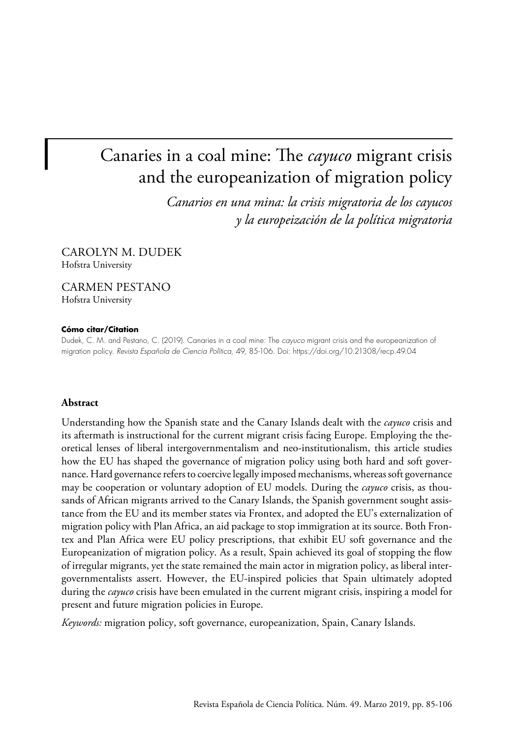# Canaries in a coal mine: The *cayuco* migrant crisis and the europeanization of migration policy

*Canarios en una mina: la crisis migratoria de los cayucos y la europeización de la política migratoria*

CAROLYN M. DUDEK
Hofstra University

CARMEN PESTANO
Hofstra University

**Cómo citar/Citation**

Dudek, C. M. and Pestano, C. (2019). Canaries in a coal mine: The *cayuco* migrant crisis and the europeanization of migration policy. *Revista Española de Ciencia Política*, 49, 85-106. Doi: https://doi.org/10.21308/recp.49.04

## Abstract

Understanding how the Spanish state and the Canary Islands dealt with the *cayuco* crisis and its aftermath is instructional for the current migrant crisis facing Europe. Employing the theoretical lenses of liberal intergovernmentalism and neo-institutionalism, this article studies how the EU has shaped the governance of migration policy using both hard and soft governance. Hard governance refers to coercive legally imposed mechanisms, whereas soft governance may be cooperation or voluntary adoption of EU models. During the *cayuco* crisis, as thousands of African migrants arrived to the Canary Islands, the Spanish government sought assistance from the EU and its member states via Frontex, and adopted the EU's externalization of migration policy with Plan Africa, an aid package to stop immigration at its source. Both Frontex and Plan Africa were EU policy prescriptions, that exhibit EU soft governance and the Europeanization of migration policy. As a result, Spain achieved its goal of stopping the flow of irregular migrants, yet the state remained the main actor in migration policy, as liberal intergovernmentalists assert. However, the EU-inspired policies that Spain ultimately adopted during the *cayuco* crisis have been emulated in the current migrant crisis, inspiring a model for present and future migration policies in Europe.

*Keywords:* migration policy, soft governance, europeanization, Spain, Canary Islands.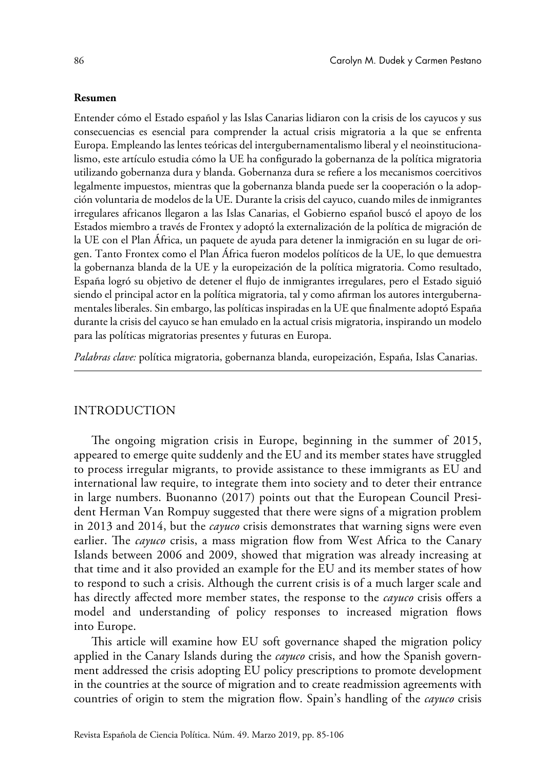**Resumen**

Entender cómo el Estado español y las Islas Canarias lidiaron con la crisis de los cayucos y sus consecuencias es esencial para comprender la actual crisis migratoria a la que se enfrenta Europa. Empleando las lentes teóricas del intergubernamentalismo liberal y el neoinstitucionalismo, este artículo estudia cómo la UE ha configurado la gobernanza de la política migratoria utilizando gobernanza dura y blanda. Gobernanza dura se refiere a los mecanismos coercitivos legalmente impuestos, mientras que la gobernanza blanda puede ser la cooperación o la adopción voluntaria de modelos de la UE. Durante la crisis del cayuco, cuando miles de inmigrantes irregulares africanos llegaron a las Islas Canarias, el Gobierno español buscó el apoyo de los Estados miembro a través de Frontex y adoptó la externalización de la política de migración de la UE con el Plan África, un paquete de ayuda para detener la inmigración en su lugar de origen. Tanto Frontex como el Plan África fueron modelos políticos de la UE, lo que demuestra la gobernanza blanda de la UE y la europeización de la política migratoria. Como resultado, España logró su objetivo de detener el flujo de inmigrantes irregulares, pero el Estado siguió siendo el principal actor en la política migratoria, tal y como afirman los autores intergubernamentales liberales. Sin embargo, las políticas inspiradas en la UE que finalmente adoptó España durante la crisis del cayuco se han emulado en la actual crisis migratoria, inspirando un modelo para las políticas migratorias presentes y futuras en Europa.

*Palabras clave:* política migratoria, gobernanza blanda, europeización, España, Islas Canarias.

## INTRODUCTION

The ongoing migration crisis in Europe, beginning in the summer of 2015, appeared to emerge quite suddenly and the EU and its member states have struggled to process irregular migrants, to provide assistance to these immigrants as EU and international law require, to integrate them into society and to deter their entrance in large numbers. Buonanno (2017) points out that the European Council President Herman Van Rompuy suggested that there were signs of a migration problem in 2013 and 2014, but the *cayuco* crisis demonstrates that warning signs were even earlier. The *cayuco* crisis, a mass migration flow from West Africa to the Canary Islands between 2006 and 2009, showed that migration was already increasing at that time and it also provided an example for the EU and its member states of how to respond to such a crisis. Although the current crisis is of a much larger scale and has directly affected more member states, the response to the *cayuco* crisis offers a model and understanding of policy responses to increased migration flows into Europe.

This article will examine how EU soft governance shaped the migration policy applied in the Canary Islands during the *cayuco* crisis, and how the Spanish government addressed the crisis adopting EU policy prescriptions to promote development in the countries at the source of migration and to create readmission agreements with countries of origin to stem the migration flow. Spain's handling of the *cayuco* crisis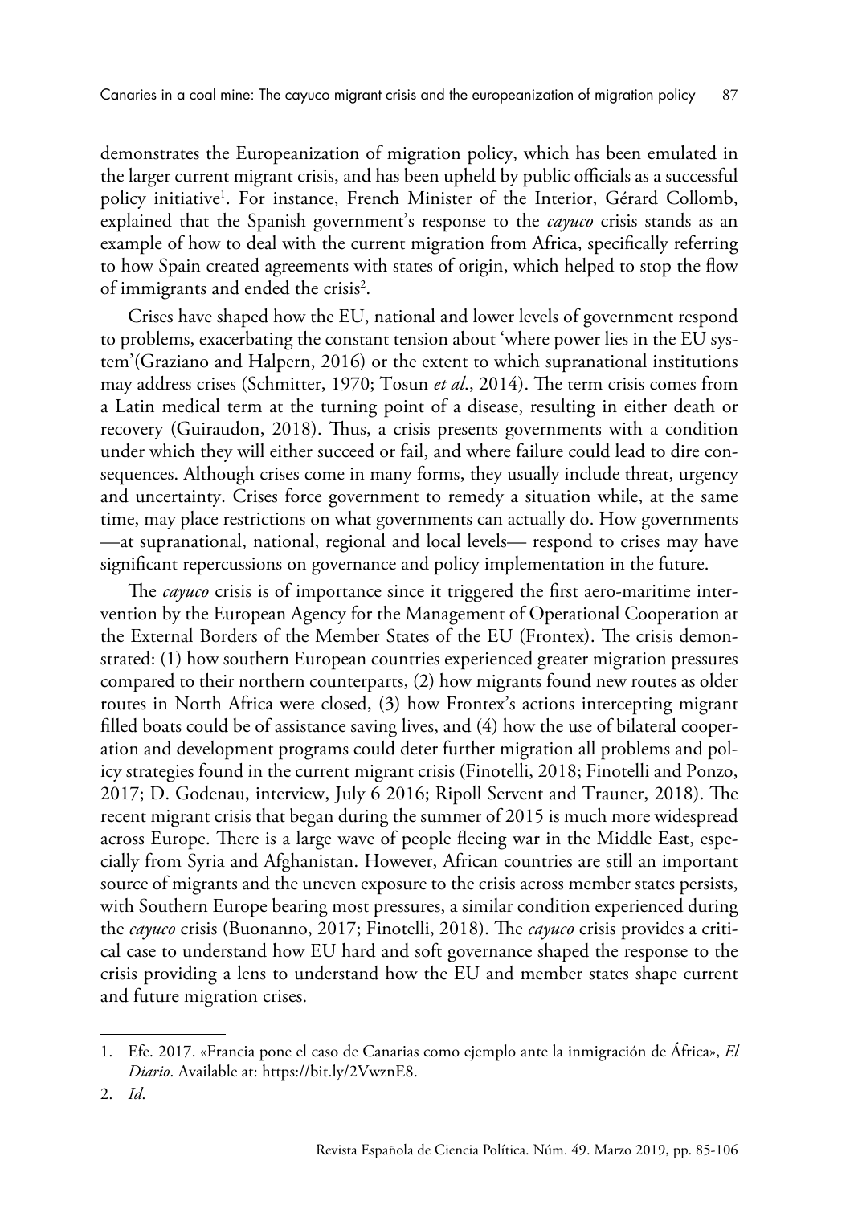demonstrates the Europeanization of migration policy, which has been emulated in the larger current migrant crisis, and has been upheld by public officials as a successful policy initiative[1]. For instance, French Minister of the Interior, Gérard Collomb, explained that the Spanish government's response to the *cayuco* crisis stands as an example of how to deal with the current migration from Africa, specifically referring to how Spain created agreements with states of origin, which helped to stop the flow of immigrants and ended the crisis[2].

Crises have shaped how the EU, national and lower levels of government respond to problems, exacerbating the constant tension about 'where power lies in the EU system'(Graziano and Halpern, 2016) or the extent to which supranational institutions may address crises (Schmitter, 1970; Tosun *et al.*, 2014). The term crisis comes from a Latin medical term at the turning point of a disease, resulting in either death or recovery (Guiraudon, 2018). Thus, a crisis presents governments with a condition under which they will either succeed or fail, and where failure could lead to dire consequences. Although crises come in many forms, they usually include threat, urgency and uncertainty. Crises force government to remedy a situation while, at the same time, may place restrictions on what governments can actually do. How governments —at supranational, national, regional and local levels— respond to crises may have significant repercussions on governance and policy implementation in the future.

The *cayuco* crisis is of importance since it triggered the first aero-maritime intervention by the European Agency for the Management of Operational Cooperation at the External Borders of the Member States of the EU (Frontex). The crisis demonstrated: (1) how southern European countries experienced greater migration pressures compared to their northern counterparts, (2) how migrants found new routes as older routes in North Africa were closed, (3) how Frontex's actions intercepting migrant filled boats could be of assistance saving lives, and (4) how the use of bilateral cooperation and development programs could deter further migration all problems and policy strategies found in the current migrant crisis (Finotelli, 2018; Finotelli and Ponzo, 2017; D. Godenau, interview, July 6 2016; Ripoll Servent and Trauner, 2018). The recent migrant crisis that began during the summer of 2015 is much more widespread across Europe. There is a large wave of people fleeing war in the Middle East, especially from Syria and Afghanistan. However, African countries are still an important source of migrants and the uneven exposure to the crisis across member states persists, with Southern Europe bearing most pressures, a similar condition experienced during the *cayuco* crisis (Buonanno, 2017; Finotelli, 2018). The *cayuco* crisis provides a critical case to understand how EU hard and soft governance shaped the response to the crisis providing a lens to understand how the EU and member states shape current and future migration crises.

---

1. Efe. 2017. «Francia pone el caso de Canarias como ejemplo ante la inmigración de África», *El Diario*. Available at: https://bit.ly/2VwznE8.

2. *Id.*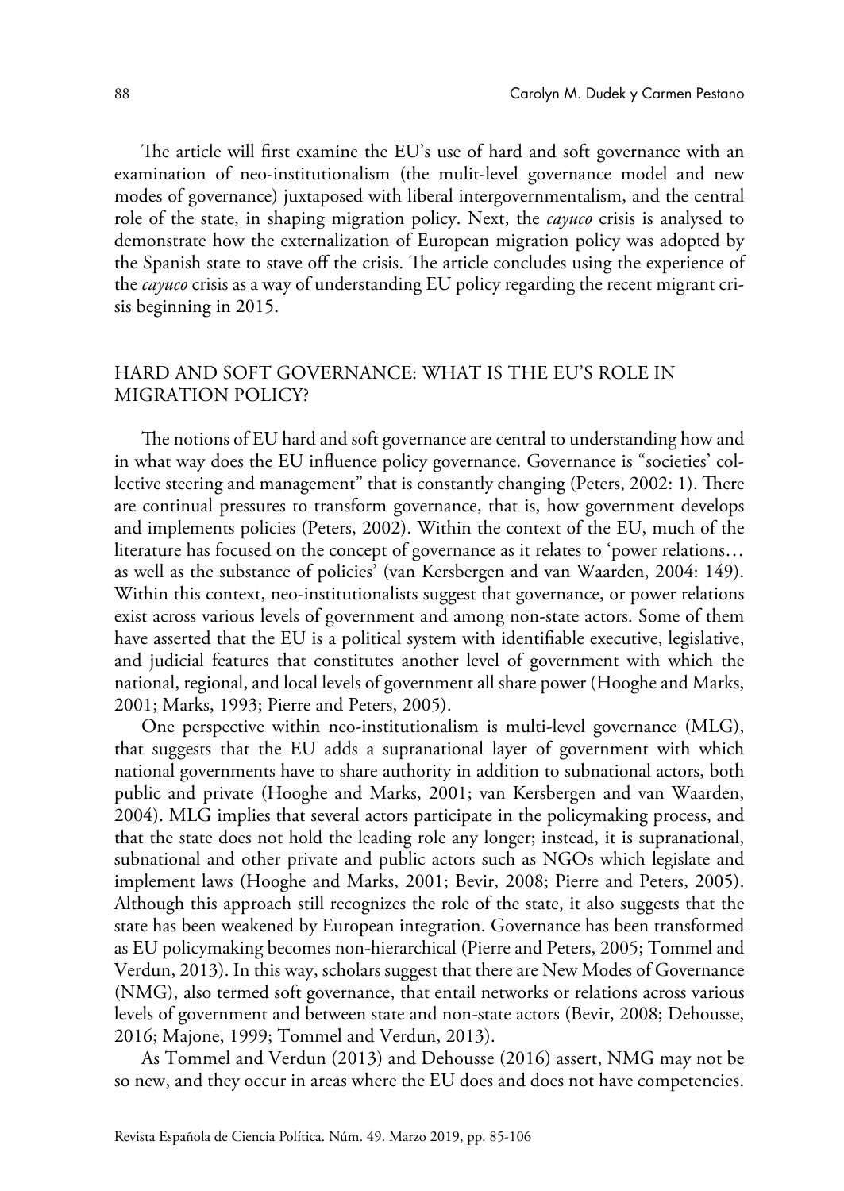The article will first examine the EU's use of hard and soft governance with an examination of neo-institutionalism (the mulit-level governance model and new modes of governance) juxtaposed with liberal intergovernmentalism, and the central role of the state, in shaping migration policy. Next, the *cayuco* crisis is analysed to demonstrate how the externalization of European migration policy was adopted by the Spanish state to stave off the crisis. The article concludes using the experience of the *cayuco* crisis as a way of understanding EU policy regarding the recent migrant crisis beginning in 2015.

## HARD AND SOFT GOVERNANCE: WHAT IS THE EU'S ROLE IN MIGRATION POLICY?

The notions of EU hard and soft governance are central to understanding how and in what way does the EU influence policy governance. Governance is "societies' collective steering and management" that is constantly changing (Peters, 2002: 1). There are continual pressures to transform governance, that is, how government develops and implements policies (Peters, 2002). Within the context of the EU, much of the literature has focused on the concept of governance as it relates to 'power relations… as well as the substance of policies' (van Kersbergen and van Waarden, 2004: 149). Within this context, neo-institutionalists suggest that governance, or power relations exist across various levels of government and among non-state actors. Some of them have asserted that the EU is a political system with identifiable executive, legislative, and judicial features that constitutes another level of government with which the national, regional, and local levels of government all share power (Hooghe and Marks, 2001; Marks, 1993; Pierre and Peters, 2005).

One perspective within neo-institutionalism is multi-level governance (MLG), that suggests that the EU adds a supranational layer of government with which national governments have to share authority in addition to subnational actors, both public and private (Hooghe and Marks, 2001; van Kersbergen and van Waarden, 2004). MLG implies that several actors participate in the policymaking process, and that the state does not hold the leading role any longer; instead, it is supranational, subnational and other private and public actors such as NGOs which legislate and implement laws (Hooghe and Marks, 2001; Bevir, 2008; Pierre and Peters, 2005). Although this approach still recognizes the role of the state, it also suggests that the state has been weakened by European integration. Governance has been transformed as EU policymaking becomes non-hierarchical (Pierre and Peters, 2005; Tommel and Verdun, 2013). In this way, scholars suggest that there are New Modes of Governance (NMG), also termed soft governance, that entail networks or relations across various levels of government and between state and non-state actors (Bevir, 2008; Dehousse, 2016; Majone, 1999; Tommel and Verdun, 2013).

As Tommel and Verdun (2013) and Dehousse (2016) assert, NMG may not be so new, and they occur in areas where the EU does and does not have competencies.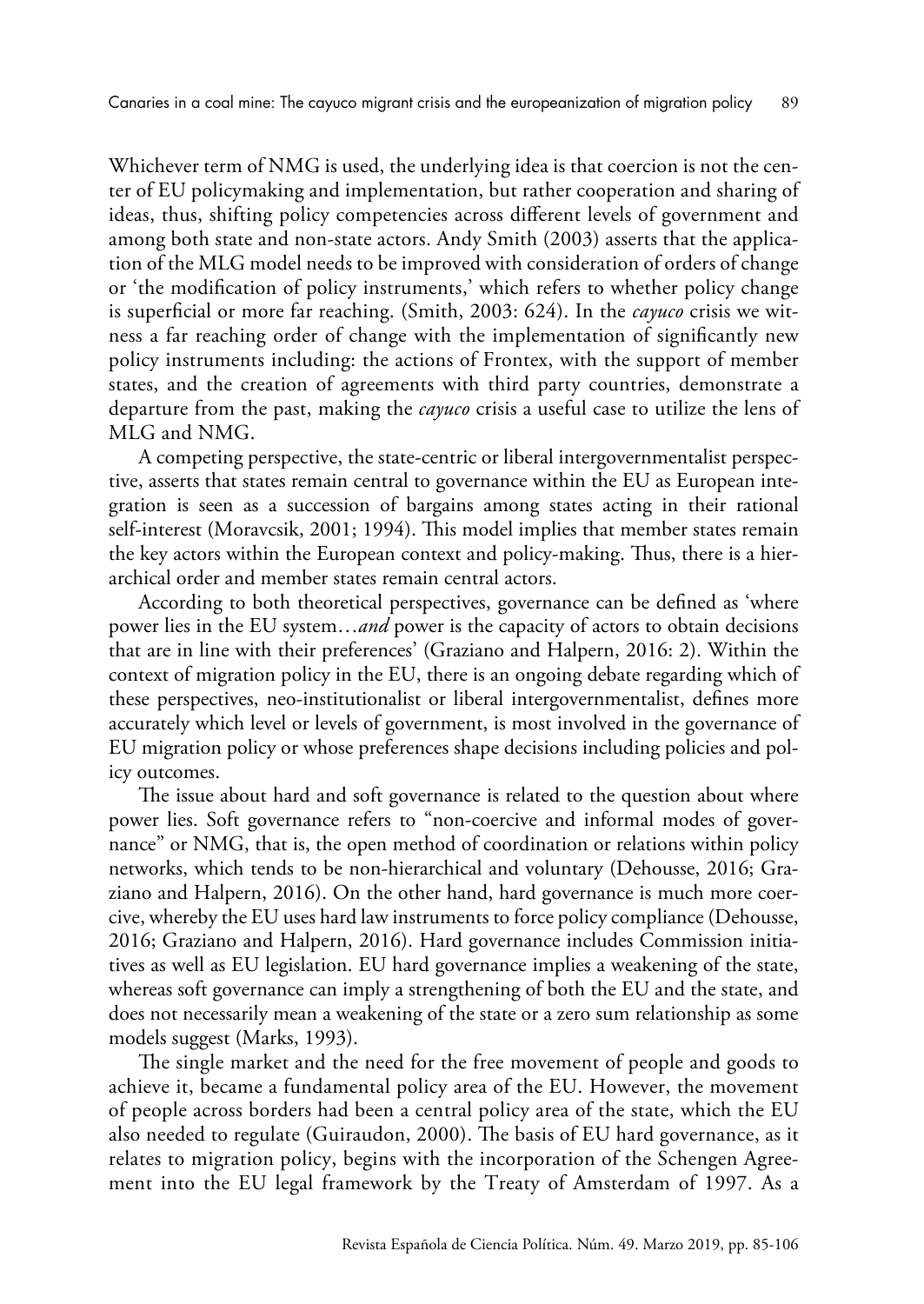Whichever term of NMG is used, the underlying idea is that coercion is not the center of EU policymaking and implementation, but rather cooperation and sharing of ideas, thus, shifting policy competencies across different levels of government and among both state and non-state actors. Andy Smith (2003) asserts that the application of the MLG model needs to be improved with consideration of orders of change or 'the modification of policy instruments,' which refers to whether policy change is superficial or more far reaching. (Smith, 2003: 624). In the *cayuco* crisis we witness a far reaching order of change with the implementation of significantly new policy instruments including: the actions of Frontex, with the support of member states, and the creation of agreements with third party countries, demonstrate a departure from the past, making the *cayuco* crisis a useful case to utilize the lens of MLG and NMG.

A competing perspective, the state-centric or liberal intergovernmentalist perspective, asserts that states remain central to governance within the EU as European integration is seen as a succession of bargains among states acting in their rational self-interest (Moravcsik, 2001; 1994). This model implies that member states remain the key actors within the European context and policy-making. Thus, there is a hierarchical order and member states remain central actors.

According to both theoretical perspectives, governance can be defined as 'where power lies in the EU system…*and* power is the capacity of actors to obtain decisions that are in line with their preferences' (Graziano and Halpern, 2016: 2). Within the context of migration policy in the EU, there is an ongoing debate regarding which of these perspectives, neo-institutionalist or liberal intergovernmentalist, defines more accurately which level or levels of government, is most involved in the governance of EU migration policy or whose preferences shape decisions including policies and policy outcomes.

The issue about hard and soft governance is related to the question about where power lies. Soft governance refers to "non-coercive and informal modes of governance" or NMG, that is, the open method of coordination or relations within policy networks, which tends to be non-hierarchical and voluntary (Dehousse, 2016; Graziano and Halpern, 2016). On the other hand, hard governance is much more coercive, whereby the EU uses hard law instruments to force policy compliance (Dehousse, 2016; Graziano and Halpern, 2016). Hard governance includes Commission initiatives as well as EU legislation. EU hard governance implies a weakening of the state, whereas soft governance can imply a strengthening of both the EU and the state, and does not necessarily mean a weakening of the state or a zero sum relationship as some models suggest (Marks, 1993).

The single market and the need for the free movement of people and goods to achieve it, became a fundamental policy area of the EU. However, the movement of people across borders had been a central policy area of the state, which the EU also needed to regulate (Guiraudon, 2000). The basis of EU hard governance, as it relates to migration policy, begins with the incorporation of the Schengen Agreement into the EU legal framework by the Treaty of Amsterdam of 1997. As a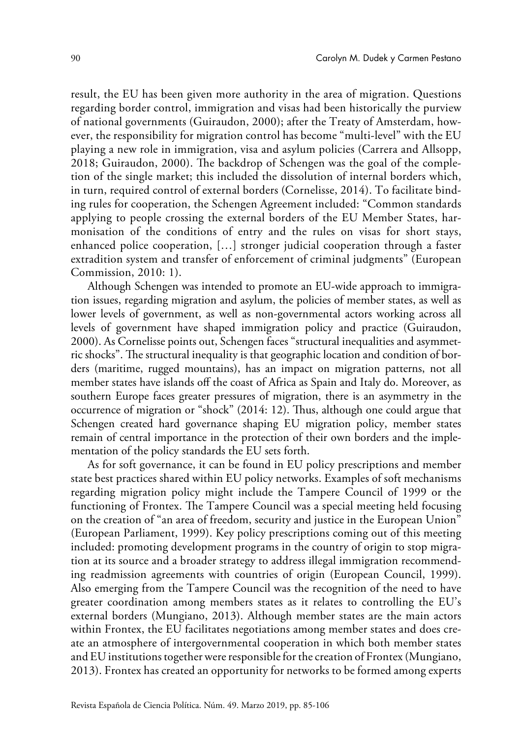result, the EU has been given more authority in the area of migration. Questions regarding border control, immigration and visas had been historically the purview of national governments (Guiraudon, 2000); after the Treaty of Amsterdam, however, the responsibility for migration control has become "multi-level" with the EU playing a new role in immigration, visa and asylum policies (Carrera and Allsopp, 2018; Guiraudon, 2000). The backdrop of Schengen was the goal of the completion of the single market; this included the dissolution of internal borders which, in turn, required control of external borders (Cornelisse, 2014). To facilitate binding rules for cooperation, the Schengen Agreement included: "Common standards applying to people crossing the external borders of the EU Member States, harmonisation of the conditions of entry and the rules on visas for short stays, enhanced police cooperation, […] stronger judicial cooperation through a faster extradition system and transfer of enforcement of criminal judgments" (European Commission, 2010: 1).

Although Schengen was intended to promote an EU-wide approach to immigration issues, regarding migration and asylum, the policies of member states, as well as lower levels of government, as well as non-governmental actors working across all levels of government have shaped immigration policy and practice (Guiraudon, 2000). As Cornelisse points out, Schengen faces "structural inequalities and asymmetric shocks". The structural inequality is that geographic location and condition of borders (maritime, rugged mountains), has an impact on migration patterns, not all member states have islands off the coast of Africa as Spain and Italy do. Moreover, as southern Europe faces greater pressures of migration, there is an asymmetry in the occurrence of migration or "shock" (2014: 12). Thus, although one could argue that Schengen created hard governance shaping EU migration policy, member states remain of central importance in the protection of their own borders and the implementation of the policy standards the EU sets forth.

As for soft governance, it can be found in EU policy prescriptions and member state best practices shared within EU policy networks. Examples of soft mechanisms regarding migration policy might include the Tampere Council of 1999 or the functioning of Frontex. The Tampere Council was a special meeting held focusing on the creation of "an area of freedom, security and justice in the European Union" (European Parliament, 1999). Key policy prescriptions coming out of this meeting included: promoting development programs in the country of origin to stop migration at its source and a broader strategy to address illegal immigration recommending readmission agreements with countries of origin (European Council, 1999). Also emerging from the Tampere Council was the recognition of the need to have greater coordination among members states as it relates to controlling the EU's external borders (Mungiano, 2013). Although member states are the main actors within Frontex, the EU facilitates negotiations among member states and does create an atmosphere of intergovernmental cooperation in which both member states and EU institutions together were responsible for the creation of Frontex (Mungiano, 2013). Frontex has created an opportunity for networks to be formed among experts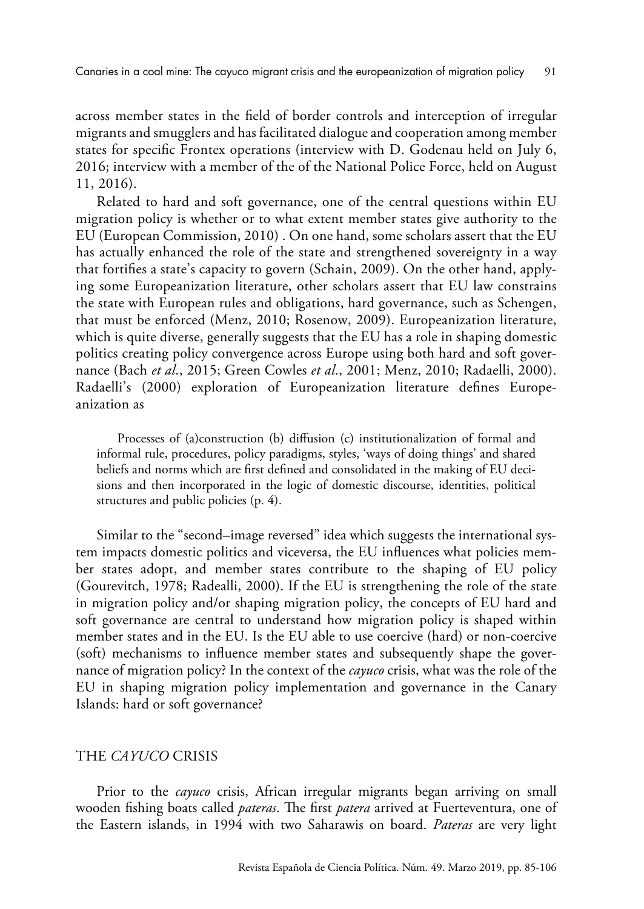across member states in the field of border controls and interception of irregular migrants and smugglers and has facilitated dialogue and cooperation among member states for specific Frontex operations (interview with D. Godenau held on July 6, 2016; interview with a member of the of the National Police Force, held on August 11, 2016).

Related to hard and soft governance, one of the central questions within EU migration policy is whether or to what extent member states give authority to the EU (European Commission, 2010) . On one hand, some scholars assert that the EU has actually enhanced the role of the state and strengthened sovereignty in a way that fortifies a state's capacity to govern (Schain, 2009). On the other hand, applying some Europeanization literature, other scholars assert that EU law constrains the state with European rules and obligations, hard governance, such as Schengen, that must be enforced (Menz, 2010; Rosenow, 2009). Europeanization literature, which is quite diverse, generally suggests that the EU has a role in shaping domestic politics creating policy convergence across Europe using both hard and soft governance (Bach *et al*., 2015; Green Cowles *et al*., 2001; Menz, 2010; Radaelli, 2000). Radaelli's (2000) exploration of Europeanization literature defines Europeanization as

> Processes of (a)construction (b) diffusion (c) institutionalization of formal and informal rule, procedures, policy paradigms, styles, 'ways of doing things' and shared beliefs and norms which are first defined and consolidated in the making of EU decisions and then incorporated in the logic of domestic discourse, identities, political structures and public policies (p. 4).

Similar to the "second–image reversed" idea which suggests the international system impacts domestic politics and viceversa, the EU influences what policies member states adopt, and member states contribute to the shaping of EU policy (Gourevitch, 1978; Radealli, 2000). If the EU is strengthening the role of the state in migration policy and/or shaping migration policy, the concepts of EU hard and soft governance are central to understand how migration policy is shaped within member states and in the EU. Is the EU able to use coercive (hard) or non-coercive (soft) mechanisms to influence member states and subsequently shape the governance of migration policy? In the context of the *cayuco* crisis, what was the role of the EU in shaping migration policy implementation and governance in the Canary Islands: hard or soft governance?

## THE *CAYUCO* CRISIS

Prior to the *cayuco* crisis, African irregular migrants began arriving on small wooden fishing boats called *pateras*. The first *patera* arrived at Fuerteventura, one of the Eastern islands, in 1994 with two Saharawis on board. *Pateras* are very light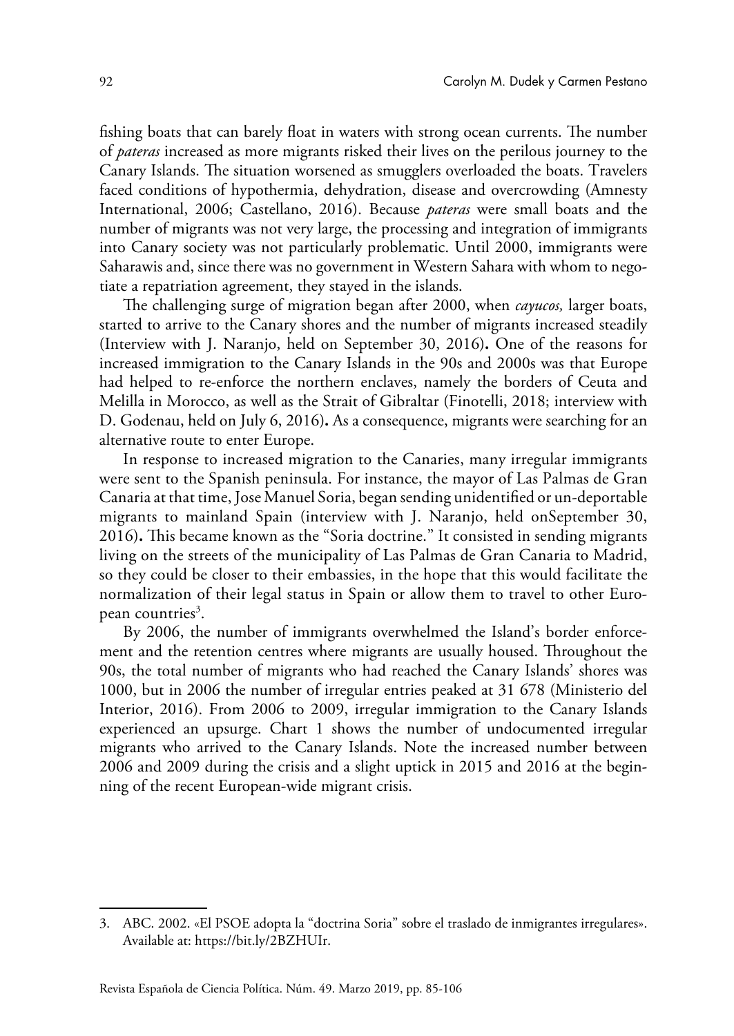fishing boats that can barely float in waters with strong ocean currents. The number of *pateras* increased as more migrants risked their lives on the perilous journey to the Canary Islands. The situation worsened as smugglers overloaded the boats. Travelers faced conditions of hypothermia, dehydration, disease and overcrowding (Amnesty International, 2006; Castellano, 2016). Because *pateras* were small boats and the number of migrants was not very large, the processing and integration of immigrants into Canary society was not particularly problematic. Until 2000, immigrants were Saharawis and, since there was no government in Western Sahara with whom to negotiate a repatriation agreement, they stayed in the islands.

The challenging surge of migration began after 2000, when *cayucos,* larger boats, started to arrive to the Canary shores and the number of migrants increased steadily (Interview with J. Naranjo, held on September 30, 2016)**.** One of the reasons for increased immigration to the Canary Islands in the 90s and 2000s was that Europe had helped to re-enforce the northern enclaves, namely the borders of Ceuta and Melilla in Morocco, as well as the Strait of Gibraltar (Finotelli, 2018; interview with D. Godenau, held on July 6, 2016)**.** As a consequence, migrants were searching for an alternative route to enter Europe.

In response to increased migration to the Canaries, many irregular immigrants were sent to the Spanish peninsula. For instance, the mayor of Las Palmas de Gran Canaria at that time, Jose Manuel Soria, began sending unidentified or un-deportable migrants to mainland Spain (interview with J. Naranjo, held onSeptember 30, 2016)**.** This became known as the "Soria doctrine." It consisted in sending migrants living on the streets of the municipality of Las Palmas de Gran Canaria to Madrid, so they could be closer to their embassies, in the hope that this would facilitate the normalization of their legal status in Spain or allow them to travel to other European countries[3].

By 2006, the number of immigrants overwhelmed the Island's border enforcement and the retention centres where migrants are usually housed. Throughout the 90s, the total number of migrants who had reached the Canary Islands' shores was 1000, but in 2006 the number of irregular entries peaked at 31 678 (Ministerio del Interior, 2016). From 2006 to 2009, irregular immigration to the Canary Islands experienced an upsurge. Chart 1 shows the number of undocumented irregular migrants who arrived to the Canary Islands. Note the increased number between 2006 and 2009 during the crisis and a slight uptick in 2015 and 2016 at the beginning of the recent European-wide migrant crisis.

3. ABC. 2002. «El PSOE adopta la "doctrina Soria" sobre el traslado de inmigrantes irregulares». Available at: https://bit.ly/2BZHUIr.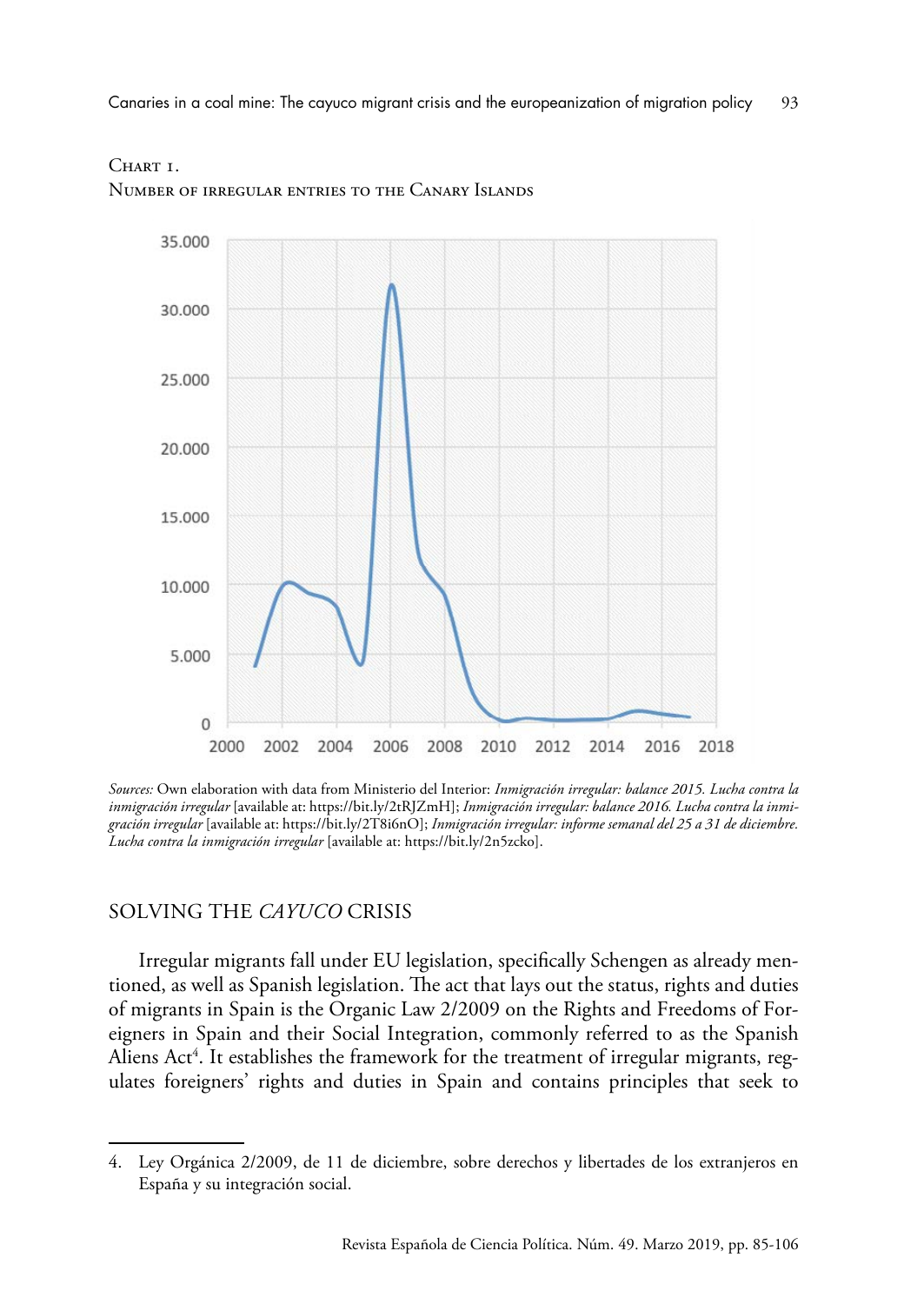Chart 1.
Number of irregular entries to the Canary Islands

*Sources:* Own elaboration with data from Ministerio del Interior: *Inmigración irregular: balance 2015. Lucha contra la inmigración irregular* [available at: https://bit.ly/2tRJZmH]; *Inmigración irregular: balance 2016. Lucha contra la inmigración irregular* [available at: https://bit.ly/2T8i6nO]; *Inmigración irregular: informe semanal del 25 a 31 de diciembre. Lucha contra la inmigración irregular* [available at: https://bit.ly/2n5zcko].

## SOLVING THE *CAYUCO* CRISIS

Irregular migrants fall under EU legislation, specifically Schengen as already mentioned, as well as Spanish legislation. The act that lays out the status, rights and duties of migrants in Spain is the Organic Law 2/2009 on the Rights and Freedoms of Foreigners in Spain and their Social Integration, commonly referred to as the Spanish Aliens Act[4]. It establishes the framework for the treatment of irregular migrants, regulates foreigners' rights and duties in Spain and contains principles that seek to

4. Ley Orgánica 2/2009, de 11 de diciembre, sobre derechos y libertades de los extranjeros en España y su integración social.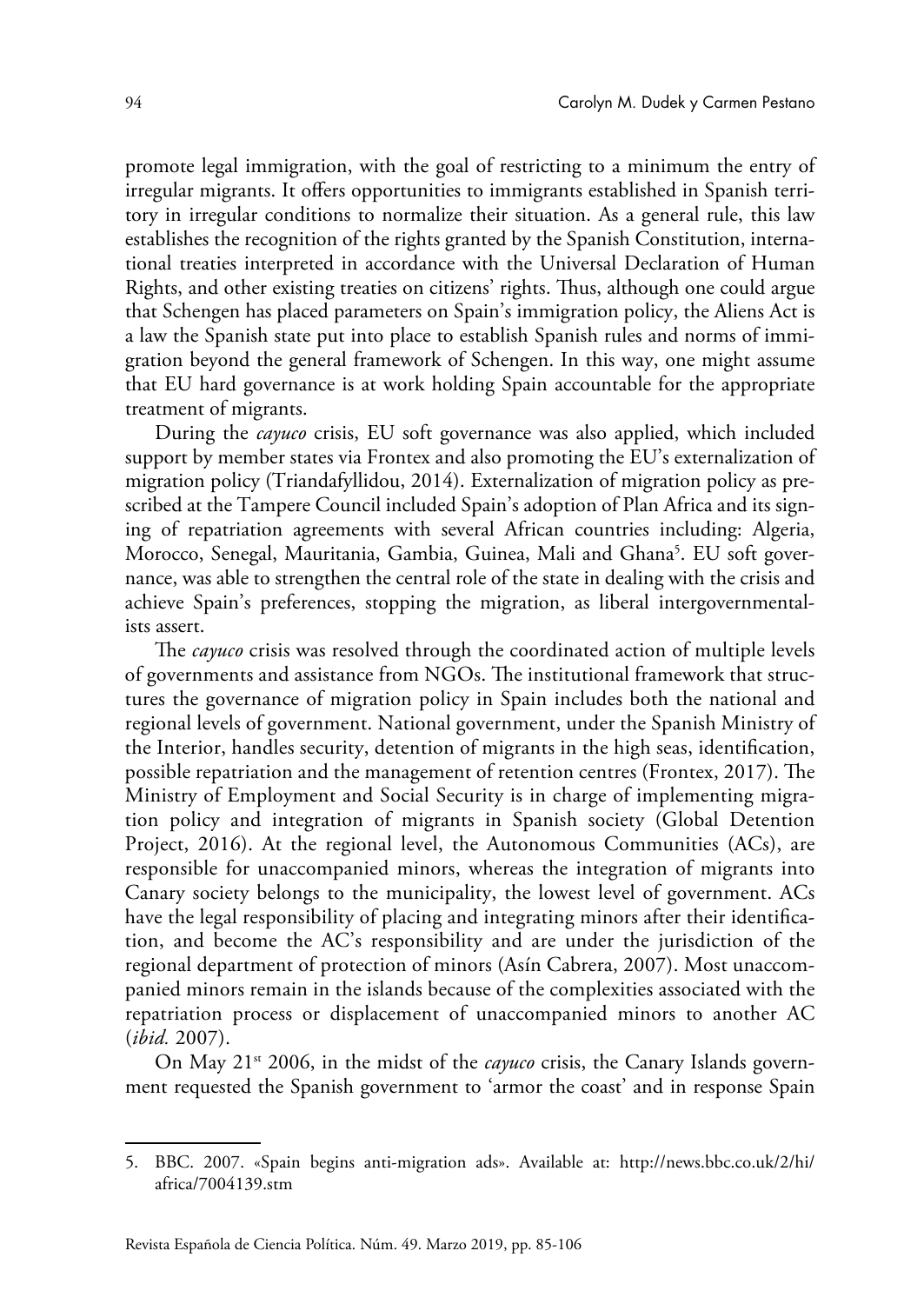promote legal immigration, with the goal of restricting to a minimum the entry of irregular migrants. It offers opportunities to immigrants established in Spanish territory in irregular conditions to normalize their situation. As a general rule, this law establishes the recognition of the rights granted by the Spanish Constitution, international treaties interpreted in accordance with the Universal Declaration of Human Rights, and other existing treaties on citizens' rights. Thus, although one could argue that Schengen has placed parameters on Spain's immigration policy, the Aliens Act is a law the Spanish state put into place to establish Spanish rules and norms of immigration beyond the general framework of Schengen. In this way, one might assume that EU hard governance is at work holding Spain accountable for the appropriate treatment of migrants.

During the *cayuco* crisis, EU soft governance was also applied, which included support by member states via Frontex and also promoting the EU's externalization of migration policy (Triandafyllidou, 2014). Externalization of migration policy as prescribed at the Tampere Council included Spain's adoption of Plan Africa and its signing of repatriation agreements with several African countries including: Algeria, Morocco, Senegal, Mauritania, Gambia, Guinea, Mali and Ghana[5]. EU soft governance, was able to strengthen the central role of the state in dealing with the crisis and achieve Spain's preferences, stopping the migration, as liberal intergovernmentalists assert.

The *cayuco* crisis was resolved through the coordinated action of multiple levels of governments and assistance from NGOs. The institutional framework that structures the governance of migration policy in Spain includes both the national and regional levels of government. National government, under the Spanish Ministry of the Interior, handles security, detention of migrants in the high seas, identification, possible repatriation and the management of retention centres (Frontex, 2017). The Ministry of Employment and Social Security is in charge of implementing migration policy and integration of migrants in Spanish society (Global Detention Project, 2016). At the regional level, the Autonomous Communities (ACs), are responsible for unaccompanied minors, whereas the integration of migrants into Canary society belongs to the municipality, the lowest level of government. ACs have the legal responsibility of placing and integrating minors after their identification, and become the AC's responsibility and are under the jurisdiction of the regional department of protection of minors (Asín Cabrera, 2007). Most unaccompanied minors remain in the islands because of the complexities associated with the repatriation process or displacement of unaccompanied minors to another AC (*ibid.* 2007).

On May 21st 2006, in the midst of the *cayuco* crisis, the Canary Islands government requested the Spanish government to 'armor the coast' and in response Spain

5. BBC. 2007. «Spain begins anti-migration ads». Available at: http://news.bbc.co.uk/2/hi/africa/7004139.stm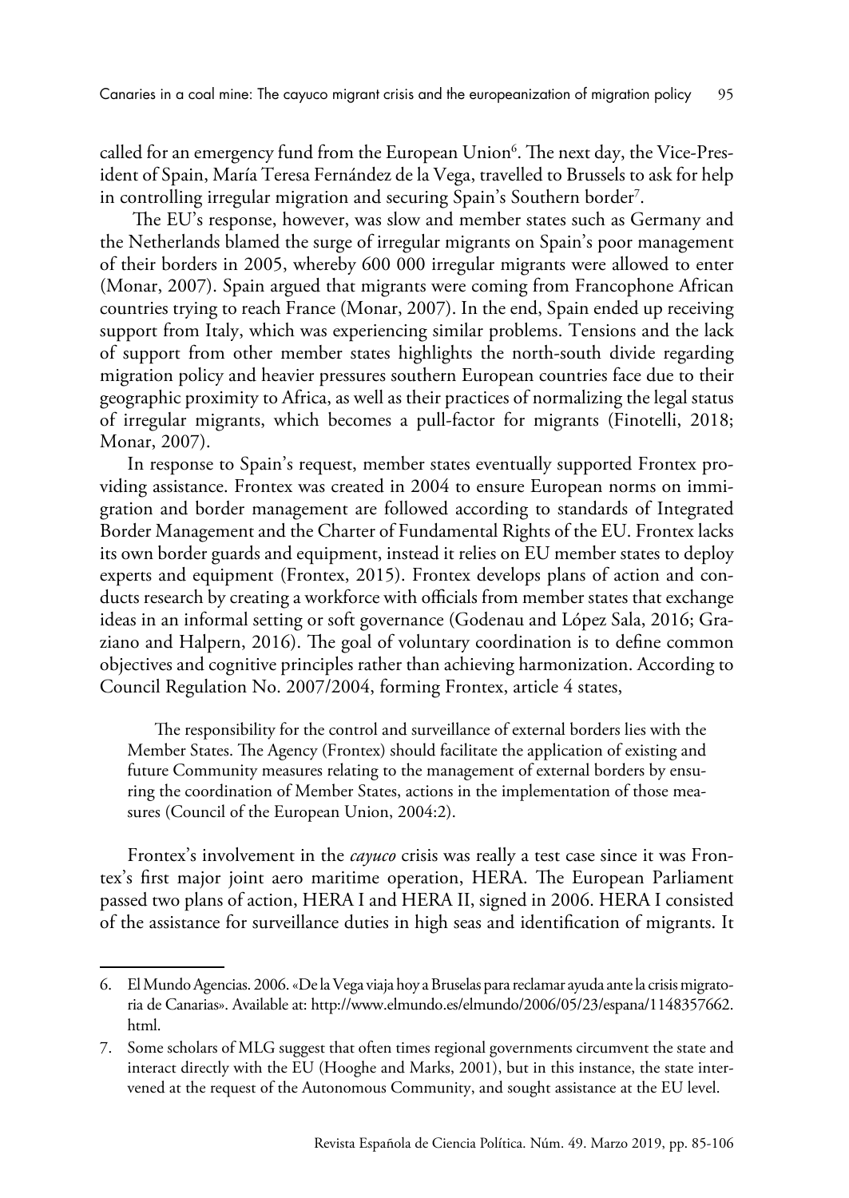called for an emergency fund from the European Union[6]. The next day, the Vice-President of Spain, María Teresa Fernández de la Vega, travelled to Brussels to ask for help in controlling irregular migration and securing Spain's Southern border[7].

The EU's response, however, was slow and member states such as Germany and the Netherlands blamed the surge of irregular migrants on Spain's poor management of their borders in 2005, whereby 600 000 irregular migrants were allowed to enter (Monar, 2007). Spain argued that migrants were coming from Francophone African countries trying to reach France (Monar, 2007). In the end, Spain ended up receiving support from Italy, which was experiencing similar problems. Tensions and the lack of support from other member states highlights the north-south divide regarding migration policy and heavier pressures southern European countries face due to their geographic proximity to Africa, as well as their practices of normalizing the legal status of irregular migrants, which becomes a pull-factor for migrants (Finotelli, 2018; Monar, 2007).

In response to Spain's request, member states eventually supported Frontex providing assistance. Frontex was created in 2004 to ensure European norms on immigration and border management are followed according to standards of Integrated Border Management and the Charter of Fundamental Rights of the EU. Frontex lacks its own border guards and equipment, instead it relies on EU member states to deploy experts and equipment (Frontex, 2015). Frontex develops plans of action and conducts research by creating a workforce with officials from member states that exchange ideas in an informal setting or soft governance (Godenau and López Sala, 2016; Graziano and Halpern, 2016). The goal of voluntary coordination is to define common objectives and cognitive principles rather than achieving harmonization. According to Council Regulation No. 2007/2004, forming Frontex, article 4 states,

> The responsibility for the control and surveillance of external borders lies with the Member States. The Agency (Frontex) should facilitate the application of existing and future Community measures relating to the management of external borders by ensuring the coordination of Member States, actions in the implementation of those measures (Council of the European Union, 2004:2).

Frontex's involvement in the *cayuco* crisis was really a test case since it was Frontex's first major joint aero maritime operation, HERA. The European Parliament passed two plans of action, HERA I and HERA II, signed in 2006. HERA I consisted of the assistance for surveillance duties in high seas and identification of migrants. It

---

6. El Mundo Agencias. 2006. «De la Vega viaja hoy a Bruselas para reclamar ayuda ante la crisis migratoria de Canarias». Available at: http://www.elmundo.es/elmundo/2006/05/23/espana/1148357662.html.

7. Some scholars of MLG suggest that often times regional governments circumvent the state and interact directly with the EU (Hooghe and Marks, 2001), but in this instance, the state intervened at the request of the Autonomous Community, and sought assistance at the EU level.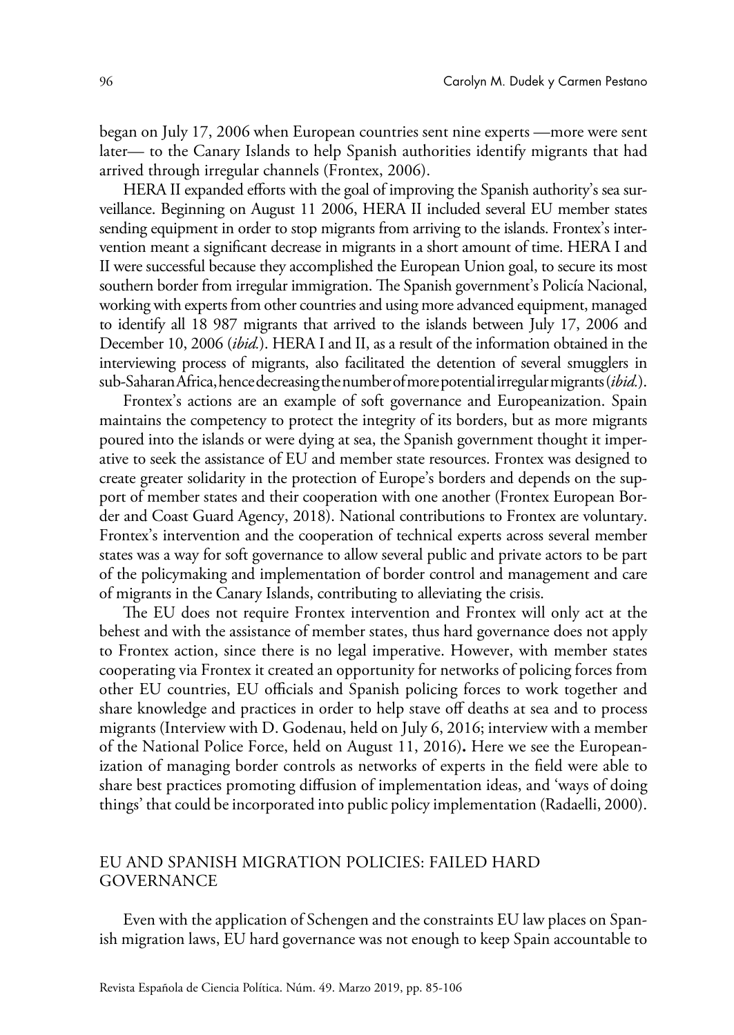began on July 17, 2006 when European countries sent nine experts —more were sent later— to the Canary Islands to help Spanish authorities identify migrants that had arrived through irregular channels (Frontex, 2006).

HERA II expanded efforts with the goal of improving the Spanish authority's sea surveillance. Beginning on August 11 2006, HERA II included several EU member states sending equipment in order to stop migrants from arriving to the islands. Frontex's intervention meant a significant decrease in migrants in a short amount of time. HERA I and II were successful because they accomplished the European Union goal, to secure its most southern border from irregular immigration. The Spanish government's Policía Nacional, working with experts from other countries and using more advanced equipment, managed to identify all 18 987 migrants that arrived to the islands between July 17, 2006 and December 10, 2006 (*ibid.*). HERA I and II, as a result of the information obtained in the interviewing process of migrants, also facilitated the detention of several smugglers in sub-Saharan Africa, hence decreasing the number of more potential irregular migrants (*ibid.*).

Frontex's actions are an example of soft governance and Europeanization. Spain maintains the competency to protect the integrity of its borders, but as more migrants poured into the islands or were dying at sea, the Spanish government thought it imperative to seek the assistance of EU and member state resources. Frontex was designed to create greater solidarity in the protection of Europe's borders and depends on the support of member states and their cooperation with one another (Frontex European Border and Coast Guard Agency, 2018). National contributions to Frontex are voluntary. Frontex's intervention and the cooperation of technical experts across several member states was a way for soft governance to allow several public and private actors to be part of the policymaking and implementation of border control and management and care of migrants in the Canary Islands, contributing to alleviating the crisis.

The EU does not require Frontex intervention and Frontex will only act at the behest and with the assistance of member states, thus hard governance does not apply to Frontex action, since there is no legal imperative. However, with member states cooperating via Frontex it created an opportunity for networks of policing forces from other EU countries, EU officials and Spanish policing forces to work together and share knowledge and practices in order to help stave off deaths at sea and to process migrants (Interview with D. Godenau, held on July 6, 2016; interview with a member of the National Police Force, held on August 11, 2016). Here we see the Europeanization of managing border controls as networks of experts in the field were able to share best practices promoting diffusion of implementation ideas, and 'ways of doing things' that could be incorporated into public policy implementation (Radaelli, 2000).

## EU AND SPANISH MIGRATION POLICIES: FAILED HARD GOVERNANCE

Even with the application of Schengen and the constraints EU law places on Spanish migration laws, EU hard governance was not enough to keep Spain accountable to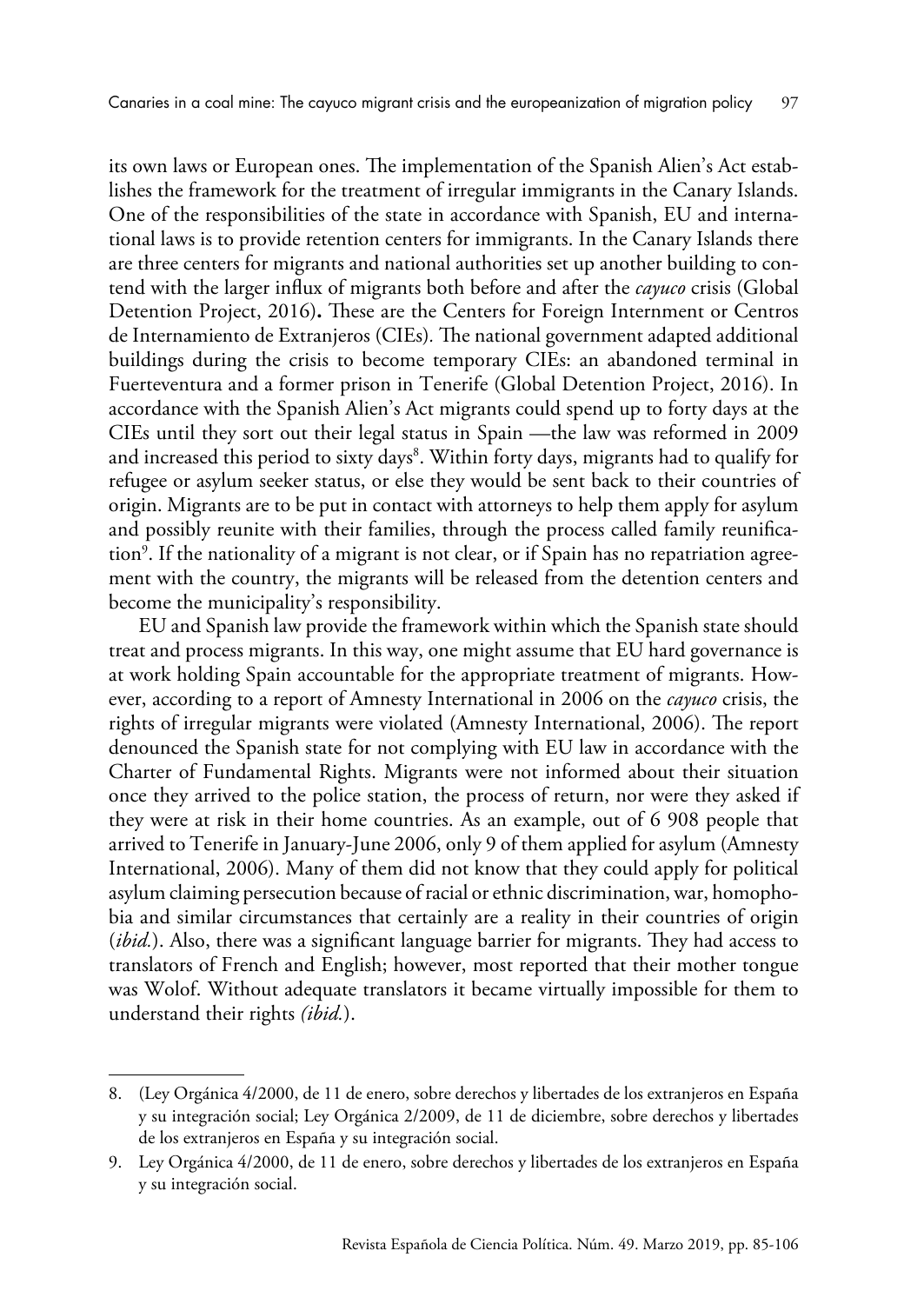its own laws or European ones. The implementation of the Spanish Alien's Act establishes the framework for the treatment of irregular immigrants in the Canary Islands. One of the responsibilities of the state in accordance with Spanish, EU and international laws is to provide retention centers for immigrants. In the Canary Islands there are three centers for migrants and national authorities set up another building to contend with the larger influx of migrants both before and after the *cayuco* crisis (Global Detention Project, 2016)**.** These are the Centers for Foreign Internment or Centros de Internamiento de Extranjeros (CIEs). The national government adapted additional buildings during the crisis to become temporary CIEs: an abandoned terminal in Fuerteventura and a former prison in Tenerife (Global Detention Project, 2016). In accordance with the Spanish Alien's Act migrants could spend up to forty days at the CIEs until they sort out their legal status in Spain —the law was reformed in 2009 and increased this period to sixty days[8]. Within forty days, migrants had to qualify for refugee or asylum seeker status, or else they would be sent back to their countries of origin. Migrants are to be put in contact with attorneys to help them apply for asylum and possibly reunite with their families, through the process called family reunification[9]. If the nationality of a migrant is not clear, or if Spain has no repatriation agreement with the country, the migrants will be released from the detention centers and become the municipality's responsibility.

EU and Spanish law provide the framework within which the Spanish state should treat and process migrants. In this way, one might assume that EU hard governance is at work holding Spain accountable for the appropriate treatment of migrants. However, according to a report of Amnesty International in 2006 on the *cayuco* crisis, the rights of irregular migrants were violated (Amnesty International, 2006). The report denounced the Spanish state for not complying with EU law in accordance with the Charter of Fundamental Rights. Migrants were not informed about their situation once they arrived to the police station, the process of return, nor were they asked if they were at risk in their home countries. As an example, out of 6 908 people that arrived to Tenerife in January-June 2006, only 9 of them applied for asylum (Amnesty International, 2006). Many of them did not know that they could apply for political asylum claiming persecution because of racial or ethnic discrimination, war, homophobia and similar circumstances that certainly are a reality in their countries of origin (*ibid.*). Also, there was a significant language barrier for migrants. They had access to translators of French and English; however, most reported that their mother tongue was Wolof. Without adequate translators it became virtually impossible for them to understand their rights *(ibid.*).

---

8. (Ley Orgánica 4/2000, de 11 de enero, sobre derechos y libertades de los extranjeros en España y su integración social; Ley Orgánica 2/2009, de 11 de diciembre, sobre derechos y libertades de los extranjeros en España y su integración social.

9. Ley Orgánica 4/2000, de 11 de enero, sobre derechos y libertades de los extranjeros en España y su integración social.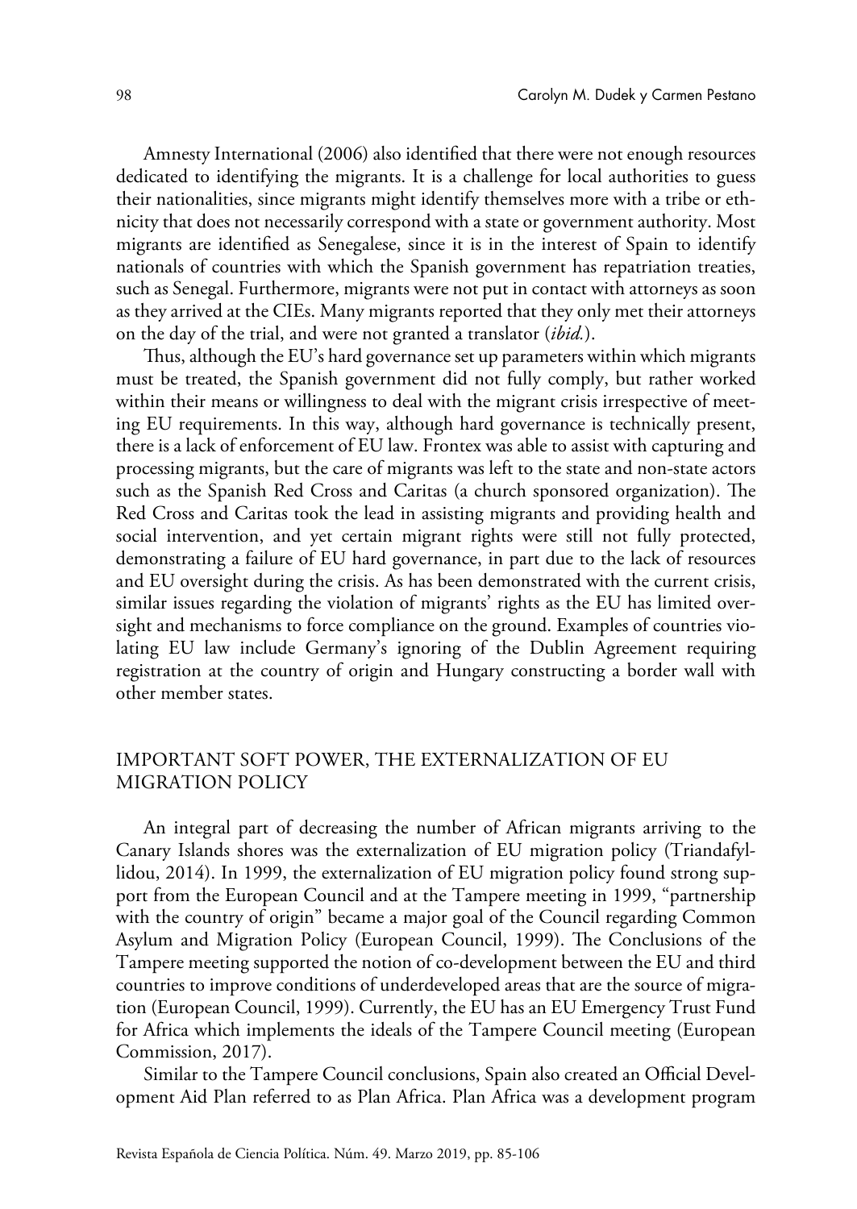Amnesty International (2006) also identified that there were not enough resources dedicated to identifying the migrants. It is a challenge for local authorities to guess their nationalities, since migrants might identify themselves more with a tribe or ethnicity that does not necessarily correspond with a state or government authority. Most migrants are identified as Senegalese, since it is in the interest of Spain to identify nationals of countries with which the Spanish government has repatriation treaties, such as Senegal. Furthermore, migrants were not put in contact with attorneys as soon as they arrived at the CIEs. Many migrants reported that they only met their attorneys on the day of the trial, and were not granted a translator (*ibid.*).

Thus, although the EU's hard governance set up parameters within which migrants must be treated, the Spanish government did not fully comply, but rather worked within their means or willingness to deal with the migrant crisis irrespective of meeting EU requirements. In this way, although hard governance is technically present, there is a lack of enforcement of EU law. Frontex was able to assist with capturing and processing migrants, but the care of migrants was left to the state and non-state actors such as the Spanish Red Cross and Caritas (a church sponsored organization). The Red Cross and Caritas took the lead in assisting migrants and providing health and social intervention, and yet certain migrant rights were still not fully protected, demonstrating a failure of EU hard governance, in part due to the lack of resources and EU oversight during the crisis. As has been demonstrated with the current crisis, similar issues regarding the violation of migrants' rights as the EU has limited oversight and mechanisms to force compliance on the ground. Examples of countries violating EU law include Germany's ignoring of the Dublin Agreement requiring registration at the country of origin and Hungary constructing a border wall with other member states.

## IMPORTANT SOFT POWER, THE EXTERNALIZATION OF EU MIGRATION POLICY

An integral part of decreasing the number of African migrants arriving to the Canary Islands shores was the externalization of EU migration policy (Triandafyllidou, 2014). In 1999, the externalization of EU migration policy found strong support from the European Council and at the Tampere meeting in 1999, "partnership with the country of origin" became a major goal of the Council regarding Common Asylum and Migration Policy (European Council, 1999). The Conclusions of the Tampere meeting supported the notion of co-development between the EU and third countries to improve conditions of underdeveloped areas that are the source of migration (European Council, 1999). Currently, the EU has an EU Emergency Trust Fund for Africa which implements the ideals of the Tampere Council meeting (European Commission, 2017).

Similar to the Tampere Council conclusions, Spain also created an Official Development Aid Plan referred to as Plan Africa. Plan Africa was a development program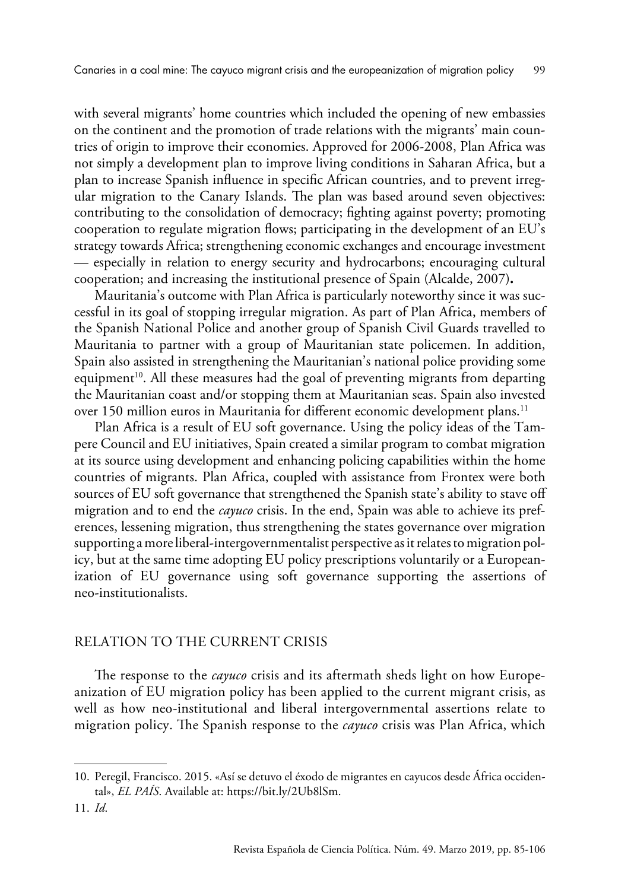with several migrants' home countries which included the opening of new embassies on the continent and the promotion of trade relations with the migrants' main countries of origin to improve their economies. Approved for 2006-2008, Plan Africa was not simply a development plan to improve living conditions in Saharan Africa, but a plan to increase Spanish influence in specific African countries, and to prevent irregular migration to the Canary Islands. The plan was based around seven objectives: contributing to the consolidation of democracy; fighting against poverty; promoting cooperation to regulate migration flows; participating in the development of an EU's strategy towards Africa; strengthening economic exchanges and encourage investment — especially in relation to energy security and hydrocarbons; encouraging cultural cooperation; and increasing the institutional presence of Spain (Alcalde, 2007)**.**

Mauritania's outcome with Plan Africa is particularly noteworthy since it was successful in its goal of stopping irregular migration. As part of Plan Africa, members of the Spanish National Police and another group of Spanish Civil Guards travelled to Mauritania to partner with a group of Mauritanian state policemen. In addition, Spain also assisted in strengthening the Mauritanian's national police providing some equipment[10]. All these measures had the goal of preventing migrants from departing the Mauritanian coast and/or stopping them at Mauritanian seas. Spain also invested over 150 million euros in Mauritania for different economic development plans.[11]

Plan Africa is a result of EU soft governance. Using the policy ideas of the Tampere Council and EU initiatives, Spain created a similar program to combat migration at its source using development and enhancing policing capabilities within the home countries of migrants. Plan Africa, coupled with assistance from Frontex were both sources of EU soft governance that strengthened the Spanish state's ability to stave off migration and to end the *cayuco* crisis. In the end, Spain was able to achieve its preferences, lessening migration, thus strengthening the states governance over migration supporting a more liberal-intergovernmentalist perspective as it relates to migration policy, but at the same time adopting EU policy prescriptions voluntarily or a Europeanization of EU governance using soft governance supporting the assertions of neo-institutionalists.

## RELATION TO THE CURRENT CRISIS

The response to the *cayuco* crisis and its aftermath sheds light on how Europeanization of EU migration policy has been applied to the current migrant crisis, as well as how neo-institutional and liberal intergovernmental assertions relate to migration policy. The Spanish response to the *cayuco* crisis was Plan Africa, which

---

10. Peregil, Francisco. 2015. «Así se detuvo el éxodo de migrantes en cayucos desde África occidental», *EL PAÍS*. Available at: https://bit.ly/2Ub8lSm.

11. *Id.*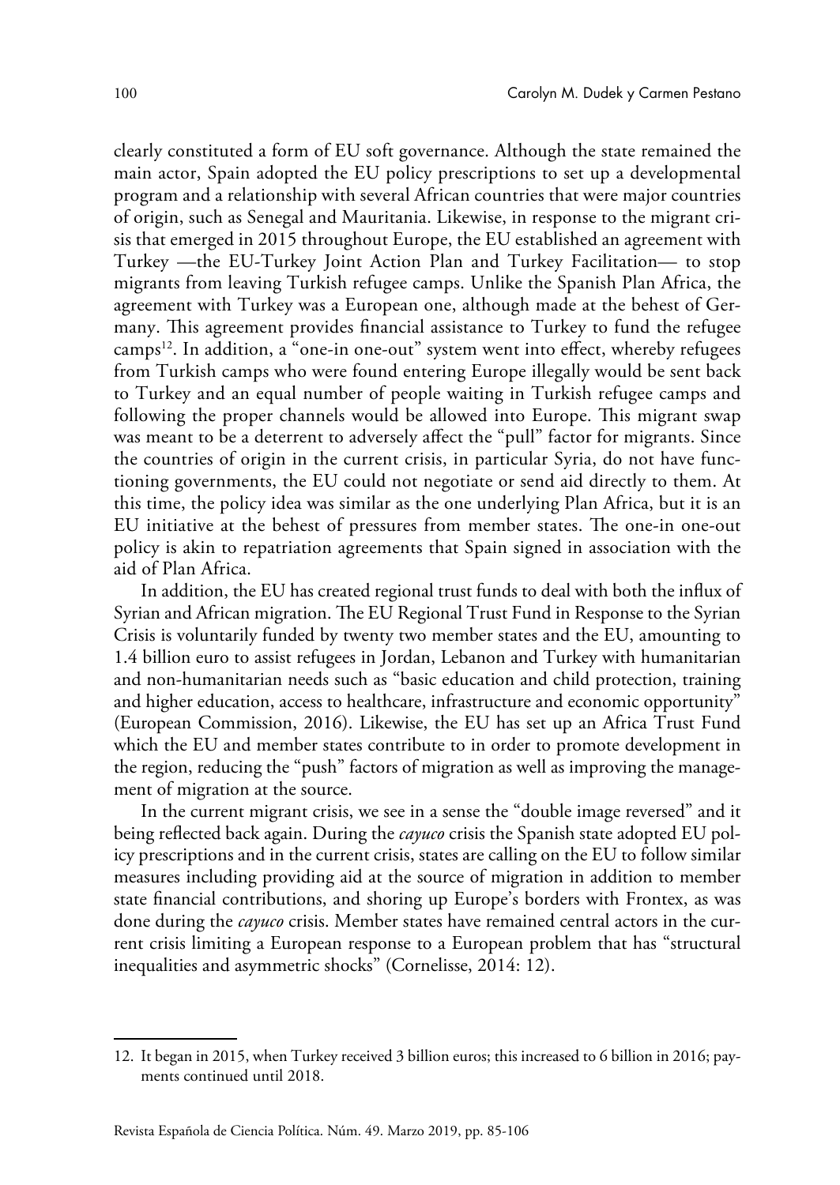clearly constituted a form of EU soft governance. Although the state remained the main actor, Spain adopted the EU policy prescriptions to set up a developmental program and a relationship with several African countries that were major countries of origin, such as Senegal and Mauritania. Likewise, in response to the migrant crisis that emerged in 2015 throughout Europe, the EU established an agreement with Turkey —the EU-Turkey Joint Action Plan and Turkey Facilitation— to stop migrants from leaving Turkish refugee camps. Unlike the Spanish Plan Africa, the agreement with Turkey was a European one, although made at the behest of Germany. This agreement provides financial assistance to Turkey to fund the refugee camps[12]. In addition, a "one-in one-out" system went into effect, whereby refugees from Turkish camps who were found entering Europe illegally would be sent back to Turkey and an equal number of people waiting in Turkish refugee camps and following the proper channels would be allowed into Europe. This migrant swap was meant to be a deterrent to adversely affect the "pull" factor for migrants. Since the countries of origin in the current crisis, in particular Syria, do not have functioning governments, the EU could not negotiate or send aid directly to them. At this time, the policy idea was similar as the one underlying Plan Africa, but it is an EU initiative at the behest of pressures from member states. The one-in one-out policy is akin to repatriation agreements that Spain signed in association with the aid of Plan Africa.

In addition, the EU has created regional trust funds to deal with both the influx of Syrian and African migration. The EU Regional Trust Fund in Response to the Syrian Crisis is voluntarily funded by twenty two member states and the EU, amounting to 1.4 billion euro to assist refugees in Jordan, Lebanon and Turkey with humanitarian and non-humanitarian needs such as "basic education and child protection, training and higher education, access to healthcare, infrastructure and economic opportunity" (European Commission, 2016). Likewise, the EU has set up an Africa Trust Fund which the EU and member states contribute to in order to promote development in the region, reducing the "push" factors of migration as well as improving the management of migration at the source.

In the current migrant crisis, we see in a sense the "double image reversed" and it being reflected back again. During the *cayuco* crisis the Spanish state adopted EU policy prescriptions and in the current crisis, states are calling on the EU to follow similar measures including providing aid at the source of migration in addition to member state financial contributions, and shoring up Europe's borders with Frontex, as was done during the *cayuco* crisis. Member states have remained central actors in the current crisis limiting a European response to a European problem that has "structural inequalities and asymmetric shocks" (Cornelisse, 2014: 12).

---

12. It began in 2015, when Turkey received 3 billion euros; this increased to 6 billion in 2016; payments continued until 2018.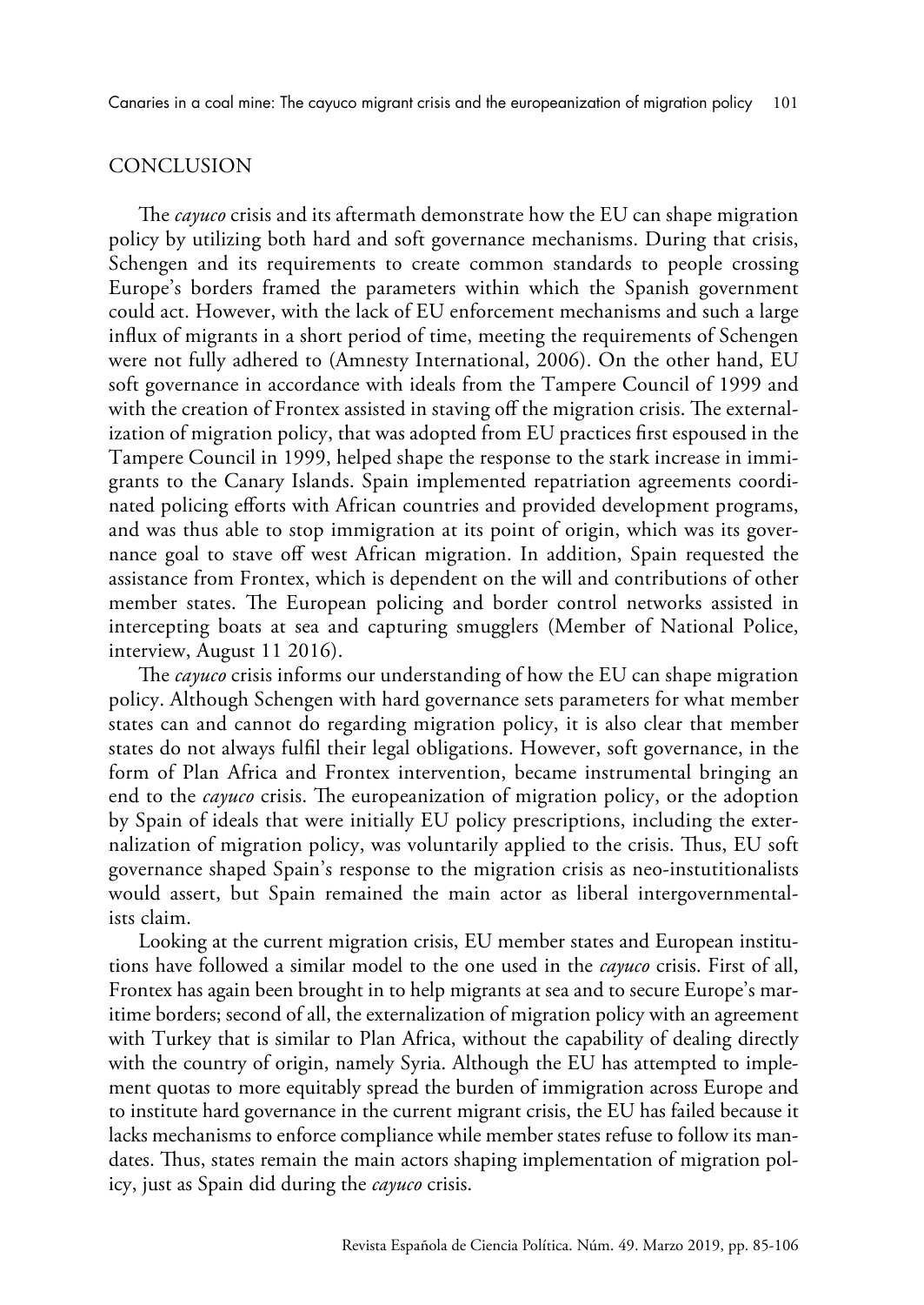## CONCLUSION

The *cayuco* crisis and its aftermath demonstrate how the EU can shape migration policy by utilizing both hard and soft governance mechanisms. During that crisis, Schengen and its requirements to create common standards to people crossing Europe's borders framed the parameters within which the Spanish government could act. However, with the lack of EU enforcement mechanisms and such a large influx of migrants in a short period of time, meeting the requirements of Schengen were not fully adhered to (Amnesty International, 2006). On the other hand, EU soft governance in accordance with ideals from the Tampere Council of 1999 and with the creation of Frontex assisted in staving off the migration crisis. The externalization of migration policy, that was adopted from EU practices first espoused in the Tampere Council in 1999, helped shape the response to the stark increase in immigrants to the Canary Islands. Spain implemented repatriation agreements coordinated policing efforts with African countries and provided development programs, and was thus able to stop immigration at its point of origin, which was its governance goal to stave off west African migration. In addition, Spain requested the assistance from Frontex, which is dependent on the will and contributions of other member states. The European policing and border control networks assisted in intercepting boats at sea and capturing smugglers (Member of National Police, interview, August 11 2016).

The *cayuco* crisis informs our understanding of how the EU can shape migration policy. Although Schengen with hard governance sets parameters for what member states can and cannot do regarding migration policy, it is also clear that member states do not always fulfil their legal obligations. However, soft governance, in the form of Plan Africa and Frontex intervention, became instrumental bringing an end to the *cayuco* crisis. The europeanization of migration policy, or the adoption by Spain of ideals that were initially EU policy prescriptions, including the externalization of migration policy, was voluntarily applied to the crisis. Thus, EU soft governance shaped Spain's response to the migration crisis as neo-instutitionalists would assert, but Spain remained the main actor as liberal intergovernmentalists claim.

Looking at the current migration crisis, EU member states and European institutions have followed a similar model to the one used in the *cayuco* crisis. First of all, Frontex has again been brought in to help migrants at sea and to secure Europe's maritime borders; second of all, the externalization of migration policy with an agreement with Turkey that is similar to Plan Africa, without the capability of dealing directly with the country of origin, namely Syria. Although the EU has attempted to implement quotas to more equitably spread the burden of immigration across Europe and to institute hard governance in the current migrant crisis, the EU has failed because it lacks mechanisms to enforce compliance while member states refuse to follow its mandates. Thus, states remain the main actors shaping implementation of migration policy, just as Spain did during the *cayuco* crisis.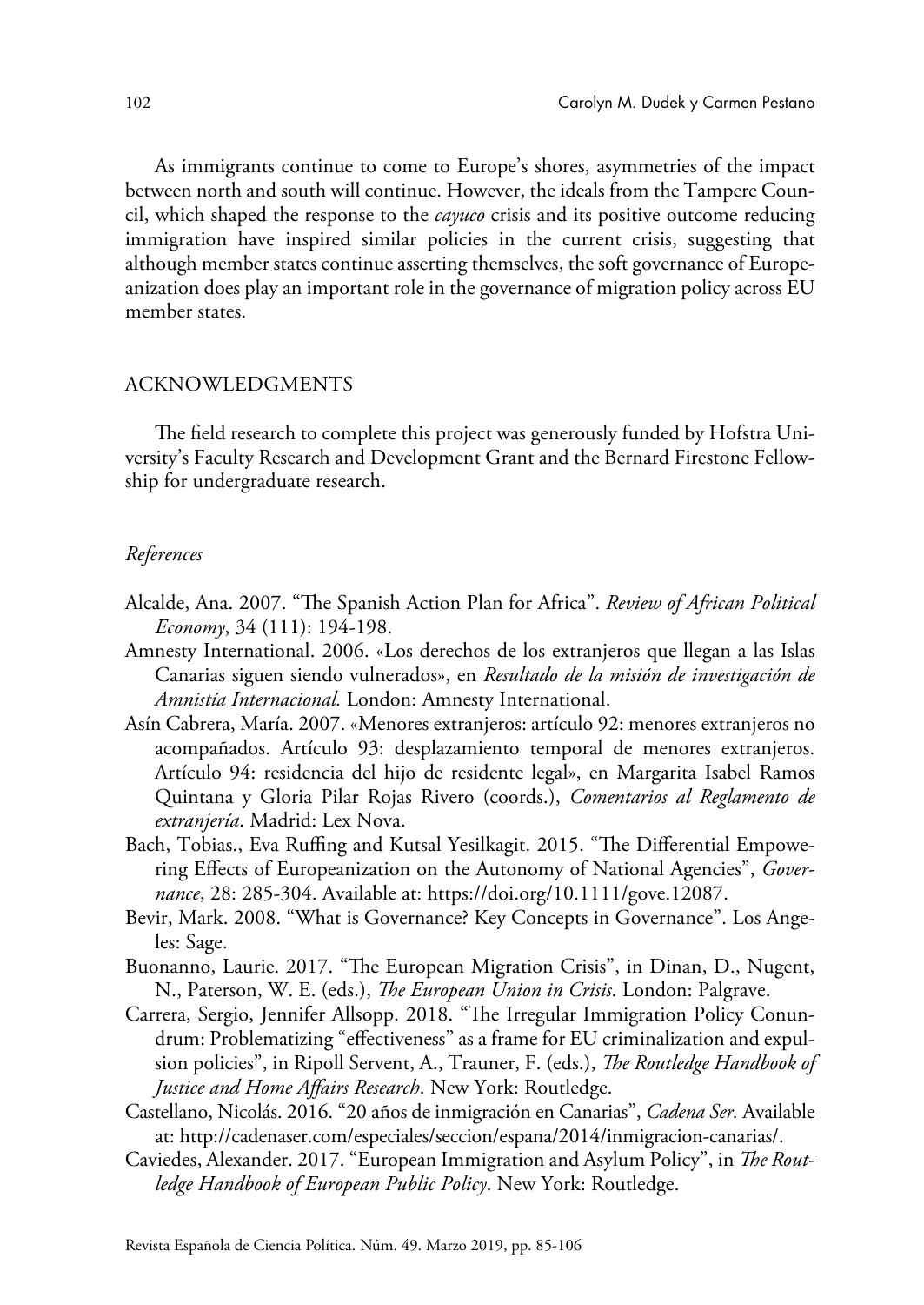As immigrants continue to come to Europe's shores, asymmetries of the impact between north and south will continue. However, the ideals from the Tampere Council, which shaped the response to the *cayuco* crisis and its positive outcome reducing immigration have inspired similar policies in the current crisis, suggesting that although member states continue asserting themselves, the soft governance of Europeanization does play an important role in the governance of migration policy across EU member states.

## ACKNOWLEDGMENTS

The field research to complete this project was generously funded by Hofstra University's Faculty Research and Development Grant and the Bernard Firestone Fellowship for undergraduate research.

### *References*

Alcalde, Ana. 2007. "The Spanish Action Plan for Africa". *Review of African Political Economy*, 34 (111): 194-198.

Amnesty International. 2006. «Los derechos de los extranjeros que llegan a las Islas Canarias siguen siendo vulnerados», en *Resultado de la misión de investigación de Amnistía Internacional.* London: Amnesty International.

Asín Cabrera, María. 2007. «Menores extranjeros: artículo 92: menores extranjeros no acompañados. Artículo 93: desplazamiento temporal de menores extranjeros. Artículo 94: residencia del hijo de residente legal», en Margarita Isabel Ramos Quintana y Gloria Pilar Rojas Rivero (coords.), *Comentarios al Reglamento de extranjería*. Madrid: Lex Nova.

Bach, Tobias., Eva Ruffing and Kutsal Yesilkagit. 2015. "The Differential Empowering Effects of Europeanization on the Autonomy of National Agencies", *Governance*, 28: 285-304. Available at: https://doi.org/10.1111/gove.12087.

Bevir, Mark. 2008. "What is Governance? Key Concepts in Governance". Los Angeles: Sage.

Buonanno, Laurie. 2017. "The European Migration Crisis", in Dinan, D., Nugent, N., Paterson, W. E. (eds.), *The European Union in Crisis*. London: Palgrave.

Carrera, Sergio, Jennifer Allsopp. 2018. "The Irregular Immigration Policy Conundrum: Problematizing "effectiveness" as a frame for EU criminalization and expulsion policies", in Ripoll Servent, A., Trauner, F. (eds.), *The Routledge Handbook of Justice and Home Affairs Research*. New York: Routledge.

Castellano, Nicolás. 2016. "20 años de inmigración en Canarias", *Cadena Ser*. Available at: http://cadenaser.com/especiales/seccion/espana/2014/inmigracion-canarias/.

Caviedes, Alexander. 2017. "European Immigration and Asylum Policy", in *The Routledge Handbook of European Public Policy*. New York: Routledge.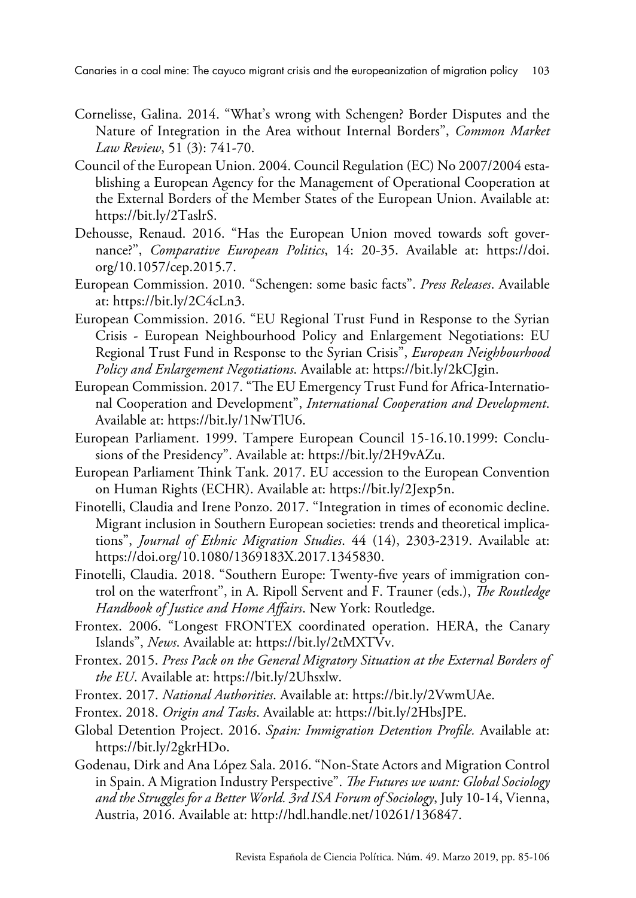Cornelisse, Galina. 2014. "What's wrong with Schengen? Border Disputes and the Nature of Integration in the Area without Internal Borders", *Common Market Law Review*, 51 (3): 741-70.

Council of the European Union. 2004. Council Regulation (EC) No 2007/2004 establishing a European Agency for the Management of Operational Cooperation at the External Borders of the Member States of the European Union. Available at: https://bit.ly/2TaslrS.

Dehousse, Renaud. 2016. "Has the European Union moved towards soft governance?", *Comparative European Politics*, 14: 20-35. Available at: https://doi.org/10.1057/cep.2015.7.

European Commission. 2010. "Schengen: some basic facts". *Press Releases*. Available at: https://bit.ly/2C4cLn3.

European Commission. 2016. "EU Regional Trust Fund in Response to the Syrian Crisis - European Neighbourhood Policy and Enlargement Negotiations: EU Regional Trust Fund in Response to the Syrian Crisis", *European Neighbourhood Policy and Enlargement Negotiations*. Available at: https://bit.ly/2kCJgin.

European Commission. 2017. "The EU Emergency Trust Fund for Africa-International Cooperation and Development", *International Cooperation and Development*. Available at: https://bit.ly/1NwTlU6.

European Parliament. 1999. Tampere European Council 15-16.10.1999: Conclusions of the Presidency". Available at: https://bit.ly/2H9vAZu.

European Parliament Think Tank. 2017. EU accession to the European Convention on Human Rights (ECHR). Available at: https://bit.ly/2Jexp5n.

Finotelli, Claudia and Irene Ponzo. 2017. "Integration in times of economic decline. Migrant inclusion in Southern European societies: trends and theoretical implications", *Journal of Ethnic Migration Studies*. 44 (14), 2303-2319. Available at: https://doi.org/10.1080/1369183X.2017.1345830.

Finotelli, Claudia. 2018. "Southern Europe: Twenty-five years of immigration control on the waterfront", in A. Ripoll Servent and F. Trauner (eds.), *The Routledge Handbook of Justice and Home Affairs*. New York: Routledge.

Frontex. 2006. "Longest FRONTEX coordinated operation. HERA, the Canary Islands", *News*. Available at: https://bit.ly/2tMXTVv.

Frontex. 2015. *Press Pack on the General Migratory Situation at the External Borders of the EU*. Available at: https://bit.ly/2Uhsxlw.

Frontex. 2017. *National Authorities*. Available at: https://bit.ly/2VwmUAe.

Frontex. 2018. *Origin and Tasks*. Available at: https://bit.ly/2HbsJPE.

Global Detention Project. 2016. *Spain: Immigration Detention Profile.* Available at: https://bit.ly/2gkrHDo.

Godenau, Dirk and Ana López Sala. 2016. "Non-State Actors and Migration Control in Spain. A Migration Industry Perspective". *The Futures we want: Global Sociology and the Struggles for a Better World. 3rd ISA Forum of Sociology*, July 10-14, Vienna, Austria, 2016. Available at: http://hdl.handle.net/10261/136847.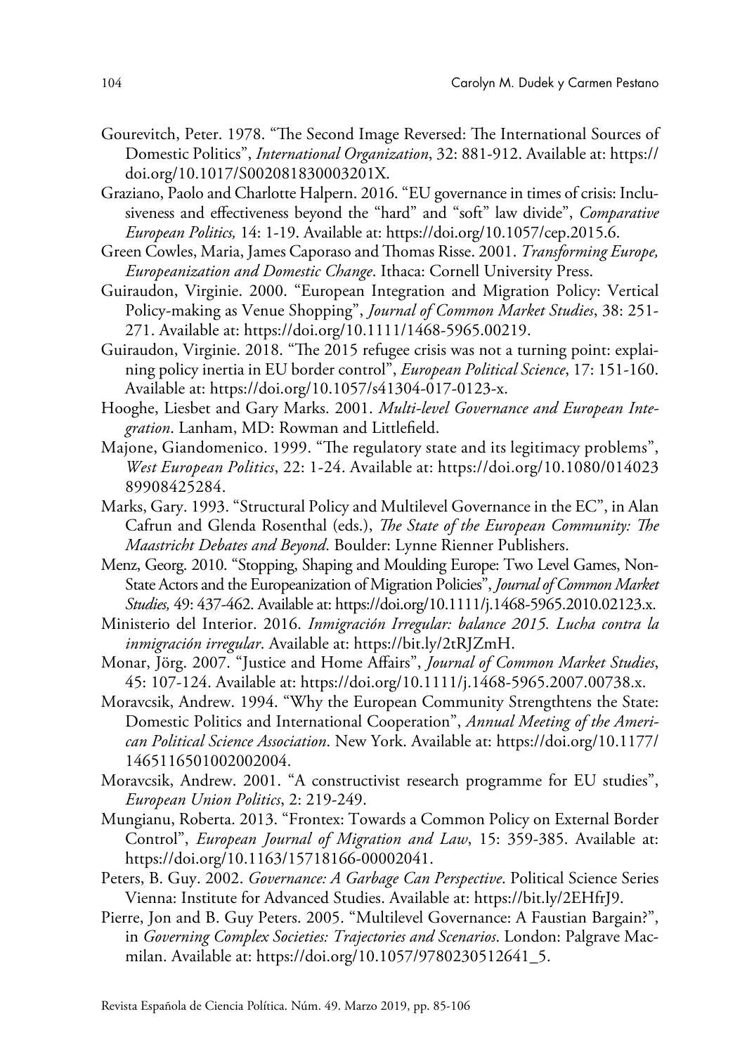Gourevitch, Peter. 1978. "The Second Image Reversed: The International Sources of Domestic Politics", *International Organization*, 32: 881-912. Available at: https://doi.org/10.1017/S002081830003201X.

Graziano, Paolo and Charlotte Halpern. 2016. "EU governance in times of crisis: Inclusiveness and effectiveness beyond the "hard" and "soft" law divide", *Comparative European Politics,* 14: 1-19. Available at: https://doi.org/10.1057/cep.2015.6.

Green Cowles, Maria, James Caporaso and Thomas Risse. 2001. *Transforming Europe, Europeanization and Domestic Change*. Ithaca: Cornell University Press.

Guiraudon, Virginie. 2000. "European Integration and Migration Policy: Vertical Policy-making as Venue Shopping", *Journal of Common Market Studies*, 38: 251-271. Available at: https://doi.org/10.1111/1468-5965.00219.

Guiraudon, Virginie. 2018. "The 2015 refugee crisis was not a turning point: explaining policy inertia in EU border control", *European Political Science*, 17: 151-160. Available at: https://doi.org/10.1057/s41304-017-0123-x.

Hooghe, Liesbet and Gary Marks. 2001. *Multi-level Governance and European Integration*. Lanham, MD: Rowman and Littlefield.

Majone, Giandomenico. 1999. "The regulatory state and its legitimacy problems", *West European Politics*, 22: 1-24. Available at: https://doi.org/10.1080/01402389908425284.

Marks, Gary. 1993. "Structural Policy and Multilevel Governance in the EC", in Alan Cafrun and Glenda Rosenthal (eds.), *The State of the European Community: The Maastricht Debates and Beyond*. Boulder: Lynne Rienner Publishers.

Menz, Georg. 2010. "Stopping, Shaping and Moulding Europe: Two Level Games, Non-State Actors and the Europeanization of Migration Policies", *Journal of Common Market Studies,* 49: 437-462. Available at: https://doi.org/10.1111/j.1468-5965.2010.02123.x.

Ministerio del Interior. 2016. *Inmigración Irregular: balance 2015. Lucha contra la inmigración irregular*. Available at: https://bit.ly/2tRJZmH.

Monar, Jörg. 2007. "Justice and Home Affairs", *Journal of Common Market Studies*, 45: 107-124. Available at: https://doi.org/10.1111/j.1468-5965.2007.00738.x.

Moravcsik, Andrew. 1994. "Why the European Community Strengthtens the State: Domestic Politics and International Cooperation", *Annual Meeting of the American Political Science Association*. New York. Available at: https://doi.org/10.1177/1465116501002002004.

Moravcsik, Andrew. 2001. "A constructivist research programme for EU studies", *European Union Politics*, 2: 219-249.

Mungianu, Roberta. 2013. "Frontex: Towards a Common Policy on External Border Control", *European Journal of Migration and Law*, 15: 359-385. Available at: https://doi.org/10.1163/15718166-00002041.

Peters, B. Guy. 2002. *Governance: A Garbage Can Perspective*. Political Science Series Vienna: Institute for Advanced Studies. Available at: https://bit.ly/2EHfrJ9.

Pierre, Jon and B. Guy Peters. 2005. "Multilevel Governance: A Faustian Bargain?", in *Governing Complex Societies: Trajectories and Scenarios*. London: Palgrave Macmilan. Available at: https://doi.org/10.1057/9780230512641_5.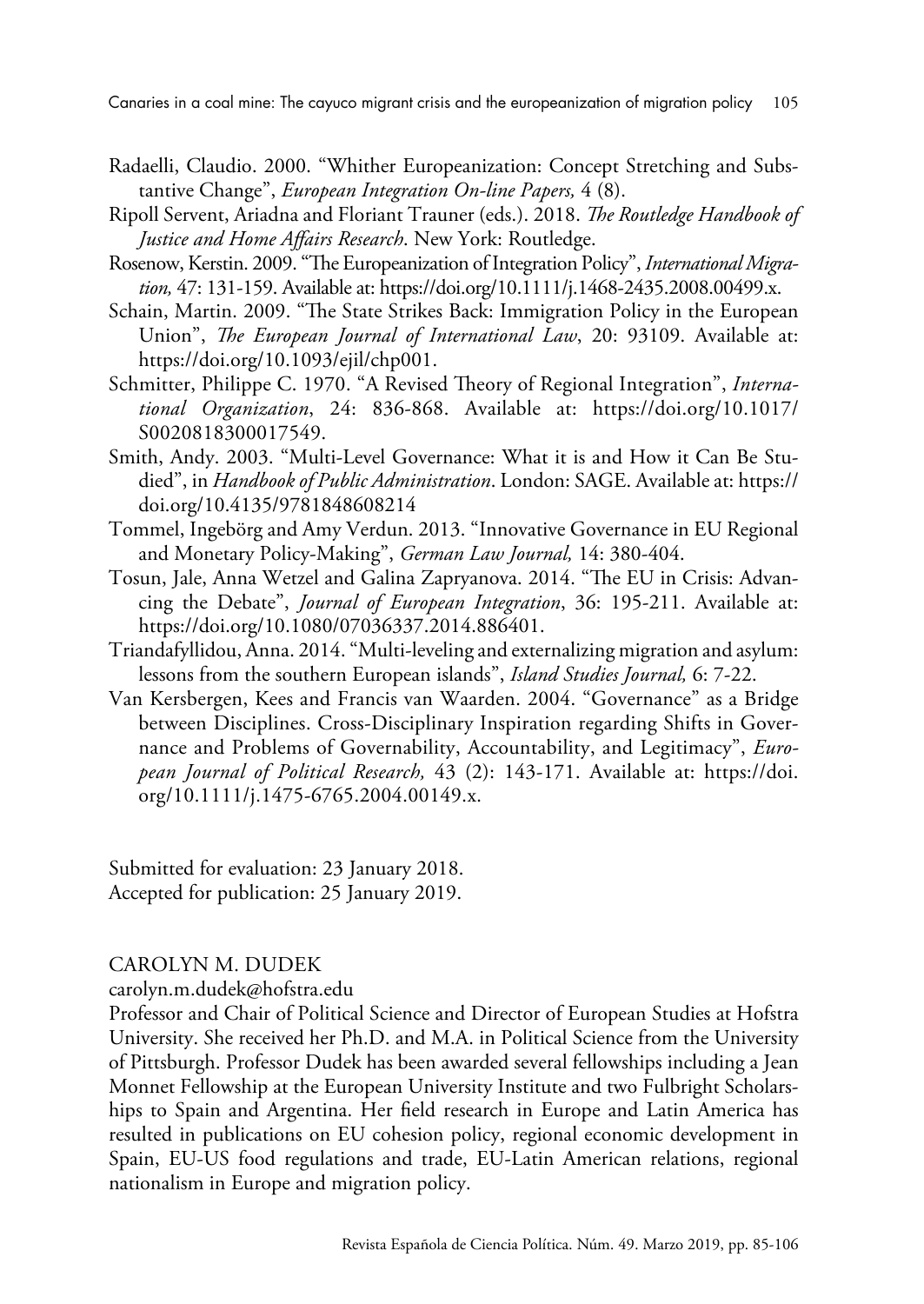Radaelli, Claudio. 2000. "Whither Europeanization: Concept Stretching and Substantive Change", *European Integration On-line Papers,* 4 (8).

Ripoll Servent, Ariadna and Floriant Trauner (eds.). 2018. *The Routledge Handbook of Justice and Home Affairs Research*. New York: Routledge.

Rosenow, Kerstin. 2009. "The Europeanization of Integration Policy", *International Migration,* 47: 131-159. Available at: https://doi.org/10.1111/j.1468-2435.2008.00499.x.

Schain, Martin. 2009. "The State Strikes Back: Immigration Policy in the European Union", *The European Journal of International Law*, 20: 93109. Available at: https://doi.org/10.1093/ejil/chp001.

Schmitter, Philippe C. 1970. "A Revised Theory of Regional Integration", *International Organization*, 24: 836-868. Available at: https://doi.org/10.1017/S0020818300017549.

Smith, Andy. 2003. "Multi-Level Governance: What it is and How it Can Be Studied", in *Handbook of Public Administration*. London: SAGE. Available at: https://doi.org/10.4135/9781848608214

Tommel, Ingebörg and Amy Verdun. 2013. "Innovative Governance in EU Regional and Monetary Policy-Making", *German Law Journal,* 14: 380-404.

Tosun, Jale, Anna Wetzel and Galina Zapryanova. 2014. "The EU in Crisis: Advancing the Debate", *Journal of European Integration*, 36: 195-211. Available at: https://doi.org/10.1080/07036337.2014.886401.

Triandafyllidou, Anna. 2014. "Multi-leveling and externalizing migration and asylum: lessons from the southern European islands", *Island Studies Journal,* 6: 7-22.

Van Kersbergen, Kees and Francis van Waarden. 2004. "Governance" as a Bridge between Disciplines. Cross-Disciplinary Inspiration regarding Shifts in Governance and Problems of Governability, Accountability, and Legitimacy", *European Journal of Political Research,* 43 (2): 143-171. Available at: https://doi.org/10.1111/j.1475-6765.2004.00149.x.

Submitted for evaluation: 23 January 2018.
Accepted for publication: 25 January 2019.

CAROLYN M. DUDEK

carolyn.m.dudek@hofstra.edu

Professor and Chair of Political Science and Director of European Studies at Hofstra University. She received her Ph.D. and M.A. in Political Science from the University of Pittsburgh. Professor Dudek has been awarded several fellowships including a Jean Monnet Fellowship at the European University Institute and two Fulbright Scholarships to Spain and Argentina. Her field research in Europe and Latin America has resulted in publications on EU cohesion policy, regional economic development in Spain, EU-US food regulations and trade, EU-Latin American relations, regional nationalism in Europe and migration policy.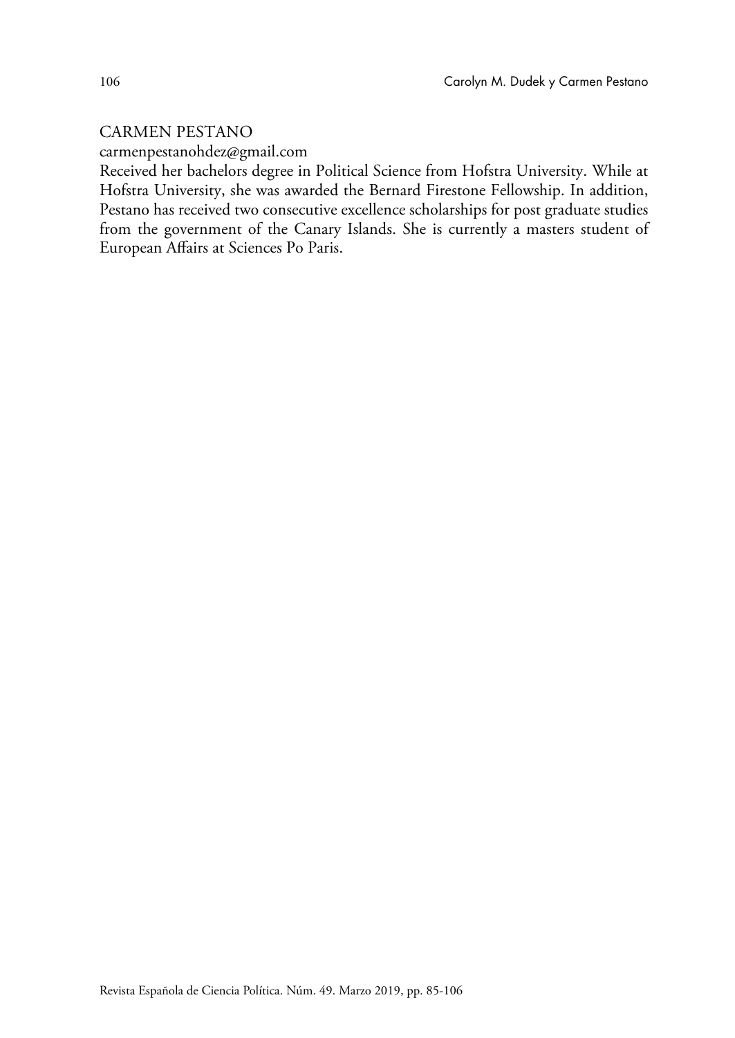CARMEN PESTANO

carmenpestanohdez@gmail.com

Received her bachelors degree in Political Science from Hofstra University. While at Hofstra University, she was awarded the Bernard Firestone Fellowship. In addition, Pestano has received two consecutive excellence scholarships for post graduate studies from the government of the Canary Islands. She is currently a masters student of European Affairs at Sciences Po Paris.